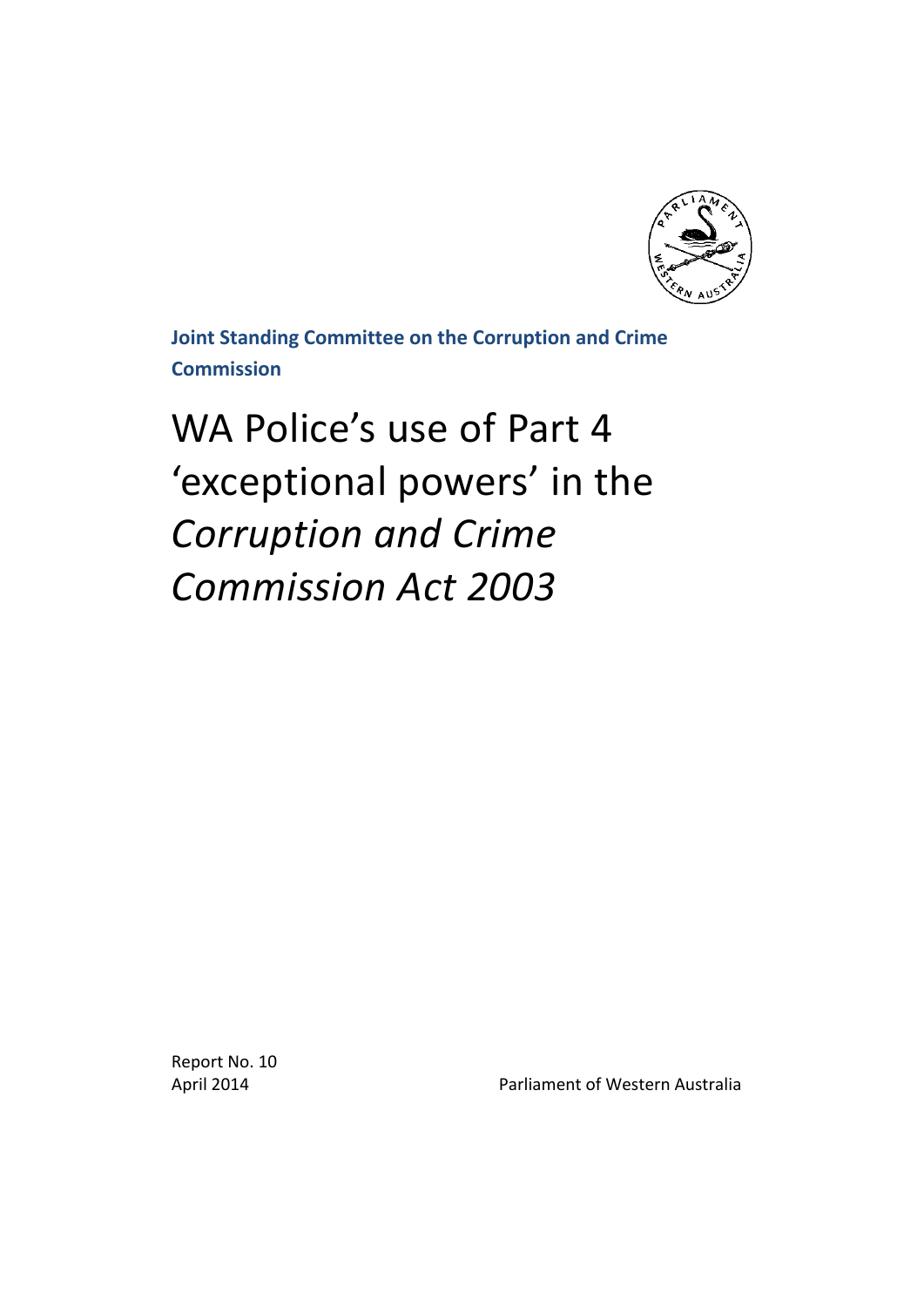**Joint Standing Committee on the Corruption and Crime Commission**

# WA Police's use of Part 4 'exceptional powers' in the *Corruption and Crime Commission Act 2003*

Report No. 10
April 2014

Parliament of Western Australia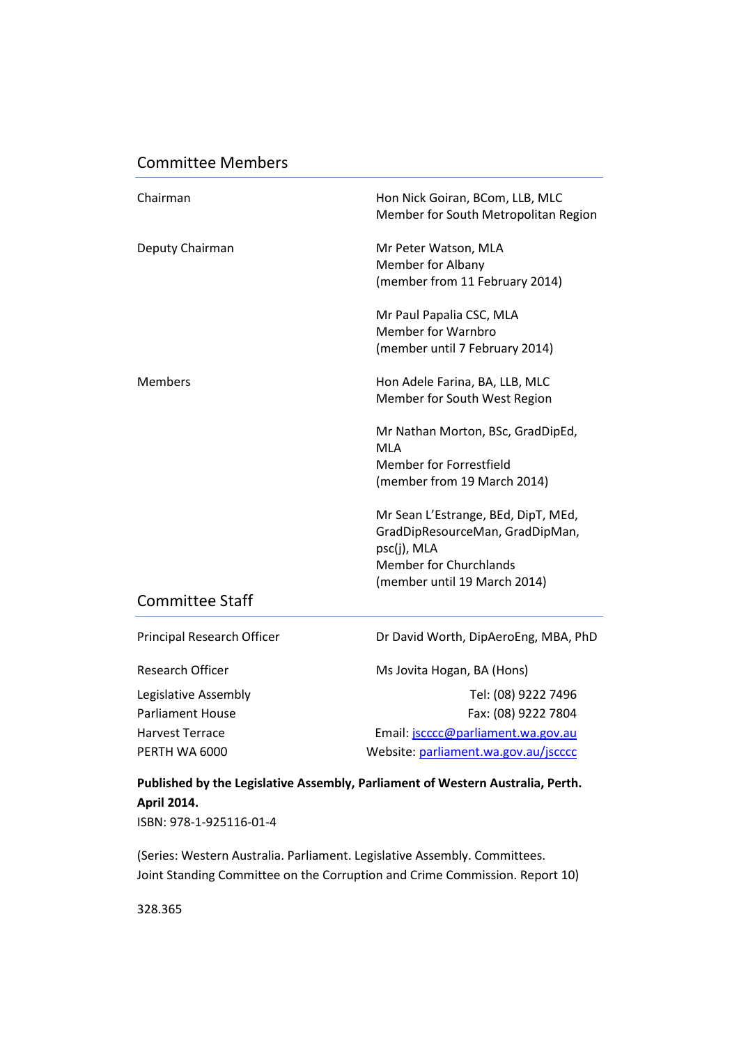## Committee Members

| | |
|---|---|
| Chairman | Hon Nick Goiran, BCom, LLB, MLC<br>Member for South Metropolitan Region |
| Deputy Chairman | Mr Peter Watson, MLA<br>Member for Albany<br>(member from 11 February 2014) |
| | Mr Paul Papalia CSC, MLA<br>Member for Warnbro<br>(member until 7 February 2014) |
| Members | Hon Adele Farina, BA, LLB, MLC<br>Member for South West Region |
| | Mr Nathan Morton, BSc, GradDipEd, MLA<br>Member for Forrestfield<br>(member from 19 March 2014) |
| | Mr Sean L'Estrange, BEd, DipT, MEd, GradDipResourceMan, GradDipMan, psc(j), MLA<br>Member for Churchlands<br>(member until 19 March 2014) |

## Committee Staff

| | |
|---|---|
| Principal Research Officer | Dr David Worth, DipAeroEng, MBA, PhD |
| Research Officer | Ms Jovita Hogan, BA (Hons) |

Legislative Assembly
Parliament House
Harvest Terrace
PERTH WA 6000

Tel: (08) 9222 7496
Fax: (08) 9222 7804
Email: jscccc@parliament.wa.gov.au
Website: parliament.wa.gov.au/jscccc

**Published by the Legislative Assembly, Parliament of Western Australia, Perth.**
**April 2014.**
ISBN: 978-1-925116-01-4

(Series: Western Australia. Parliament. Legislative Assembly. Committees.
Joint Standing Committee on the Corruption and Crime Commission. Report 10)

328.365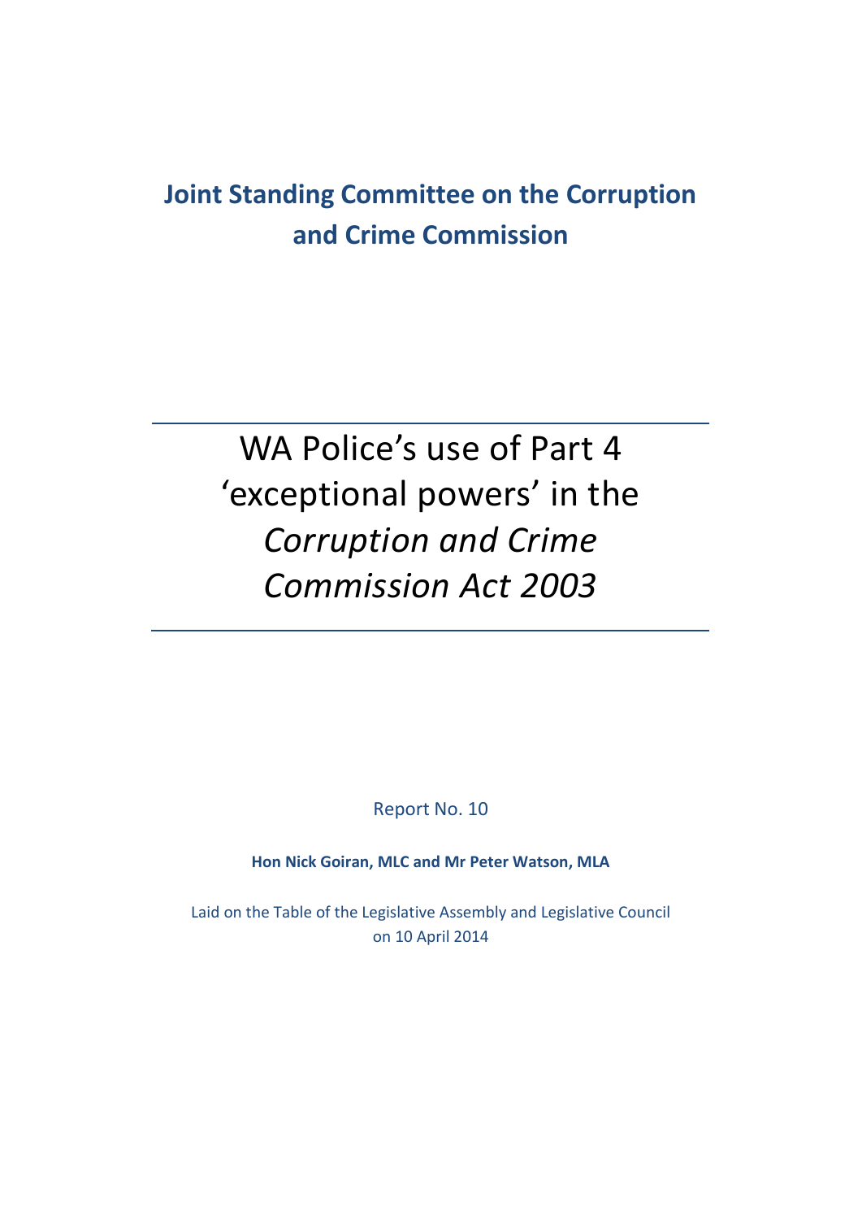# Joint Standing Committee on the Corruption and Crime Commission

---

# WA Police's use of Part 4 'exceptional powers' in the *Corruption and Crime Commission Act 2003*

---

Report No. 10

**Hon Nick Goiran, MLC and Mr Peter Watson, MLA**

Laid on the Table of the Legislative Assembly and Legislative Council on 10 April 2014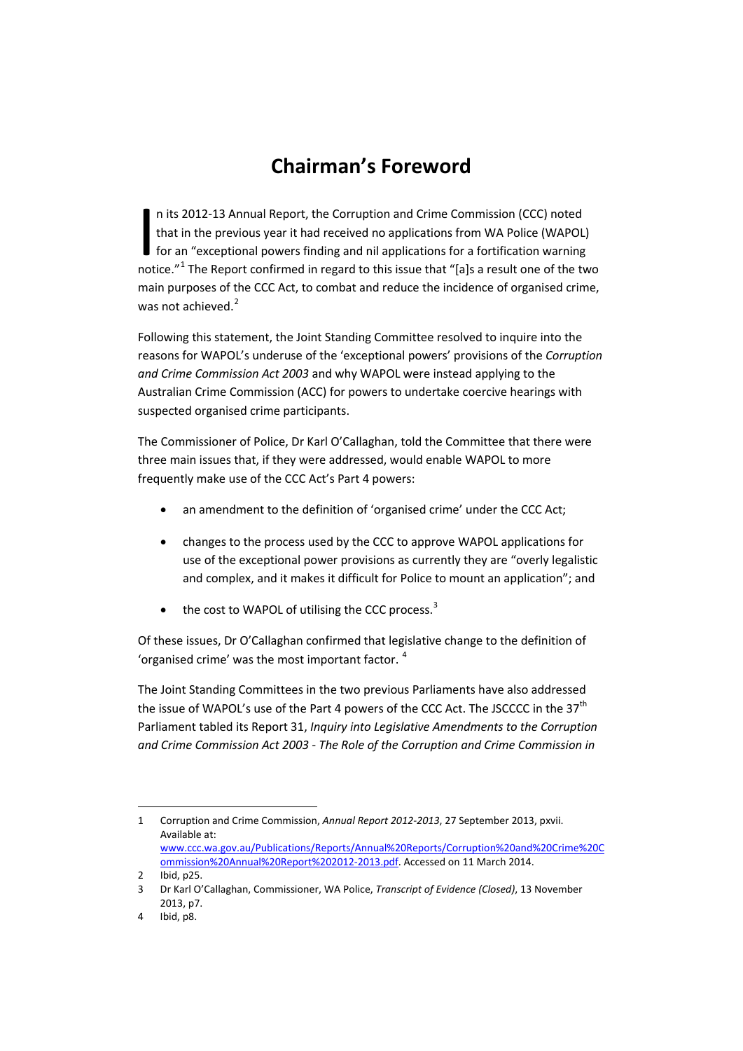# Chairman's Foreword

In its 2012-13 Annual Report, the Corruption and Crime Commission (CCC) noted that in the previous year it had received no applications from WA Police (WAPOL) for an "exceptional powers finding and nil applications for a fortification warning notice."[1] The Report confirmed in regard to this issue that "[a]s a result one of the two main purposes of the CCC Act, to combat and reduce the incidence of organised crime, was not achieved.[2]

Following this statement, the Joint Standing Committee resolved to inquire into the reasons for WAPOL's underuse of the 'exceptional powers' provisions of the *Corruption and Crime Commission Act 2003* and why WAPOL were instead applying to the Australian Crime Commission (ACC) for powers to undertake coercive hearings with suspected organised crime participants.

The Commissioner of Police, Dr Karl O'Callaghan, told the Committee that there were three main issues that, if they were addressed, would enable WAPOL to more frequently make use of the CCC Act's Part 4 powers:

- an amendment to the definition of 'organised crime' under the CCC Act;
- changes to the process used by the CCC to approve WAPOL applications for use of the exceptional power provisions as currently they are "overly legalistic and complex, and it makes it difficult for Police to mount an application"; and
- the cost to WAPOL of utilising the CCC process.[3]

Of these issues, Dr O'Callaghan confirmed that legislative change to the definition of 'organised crime' was the most important factor. [4]

The Joint Standing Committees in the two previous Parliaments have also addressed the issue of WAPOL's use of the Part 4 powers of the CCC Act. The JSCCCC in the 37th Parliament tabled its Report 31, *Inquiry into Legislative Amendments to the Corruption and Crime Commission Act 2003 - The Role of the Corruption and Crime Commission in*

---

1 Corruption and Crime Commission, *Annual Report 2012-2013*, 27 September 2013, pxvii. Available at: www.ccc.wa.gov.au/Publications/Reports/Annual%20Reports/Corruption%20and%20Crime%20Commission%20Annual%20Report%202012-2013.pdf. Accessed on 11 March 2014.

2 Ibid, p25.

3 Dr Karl O'Callaghan, Commissioner, WA Police, *Transcript of Evidence (Closed)*, 13 November 2013, p7.

4 Ibid, p8.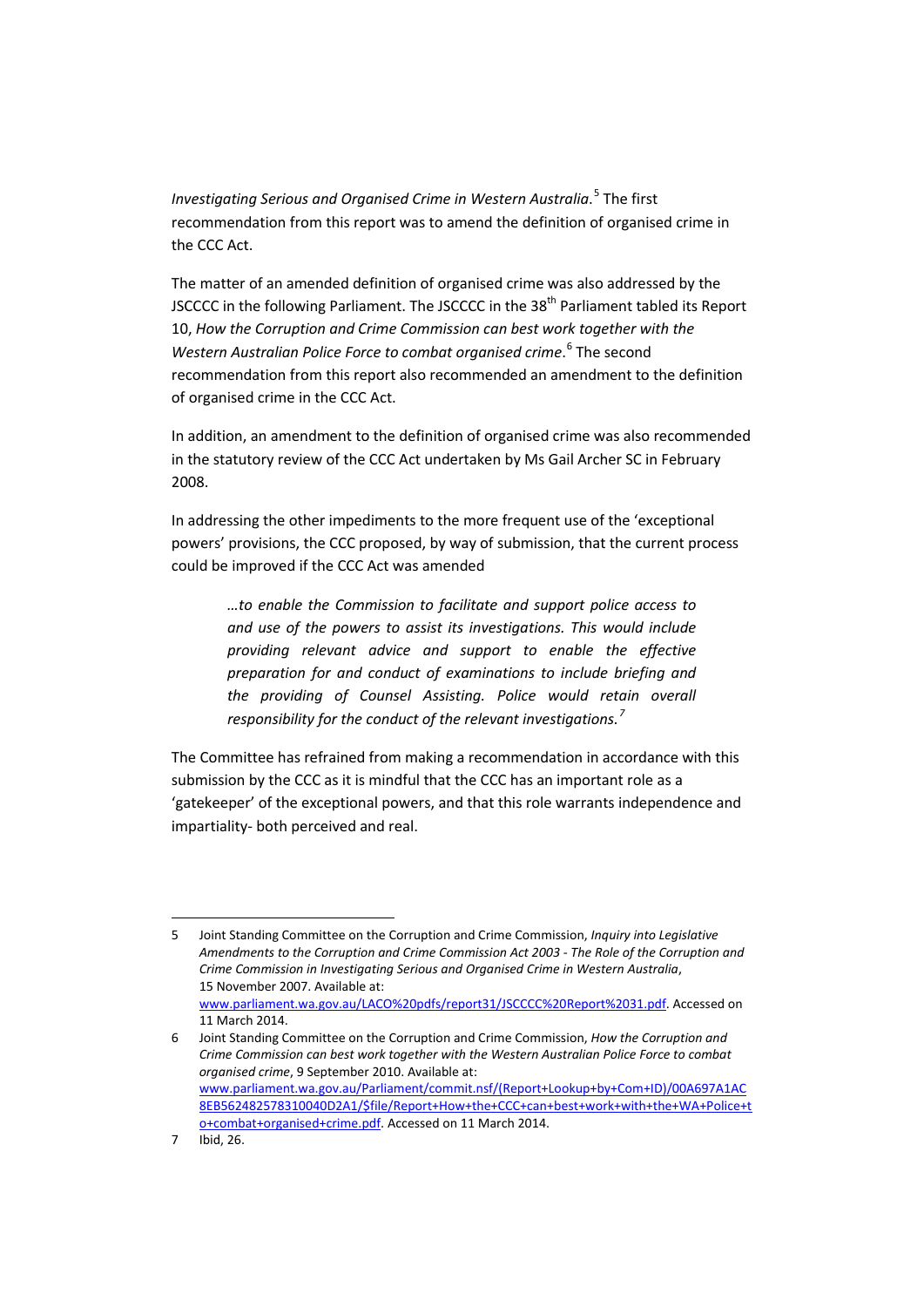*Investigating Serious and Organised Crime in Western Australia*.[5] The first recommendation from this report was to amend the definition of organised crime in the CCC Act.

The matter of an amended definition of organised crime was also addressed by the JSCCCC in the following Parliament. The JSCCCC in the 38th Parliament tabled its Report 10, *How the Corruption and Crime Commission can best work together with the Western Australian Police Force to combat organised crime*.[6] The second recommendation from this report also recommended an amendment to the definition of organised crime in the CCC Act.

In addition, an amendment to the definition of organised crime was also recommended in the statutory review of the CCC Act undertaken by Ms Gail Archer SC in February 2008.

In addressing the other impediments to the more frequent use of the 'exceptional powers' provisions, the CCC proposed, by way of submission, that the current process could be improved if the CCC Act was amended

> *…to enable the Commission to facilitate and support police access to and use of the powers to assist its investigations. This would include providing relevant advice and support to enable the effective preparation for and conduct of examinations to include briefing and the providing of Counsel Assisting. Police would retain overall responsibility for the conduct of the relevant investigations.*[7]

The Committee has refrained from making a recommendation in accordance with this submission by the CCC as it is mindful that the CCC has an important role as a 'gatekeeper' of the exceptional powers, and that this role warrants independence and impartiality- both perceived and real.

---

5 Joint Standing Committee on the Corruption and Crime Commission, *Inquiry into Legislative Amendments to the Corruption and Crime Commission Act 2003 - The Role of the Corruption and Crime Commission in Investigating Serious and Organised Crime in Western Australia*, 15 November 2007. Available at: www.parliament.wa.gov.au/LACO%20pdfs/report31/JSCCCC%20Report%2031.pdf. Accessed on 11 March 2014.

6 Joint Standing Committee on the Corruption and Crime Commission, *How the Corruption and Crime Commission can best work together with the Western Australian Police Force to combat organised crime*, 9 September 2010. Available at: www.parliament.wa.gov.au/Parliament/commit.nsf/(Report+Lookup+by+Com+ID)/00A697A1AC8EB562482578310040D2A1/$file/Report+How+the+CCC+can+best+work+with+the+WA+Police+to+combat+organised+crime.pdf. Accessed on 11 March 2014.

7 Ibid, 26.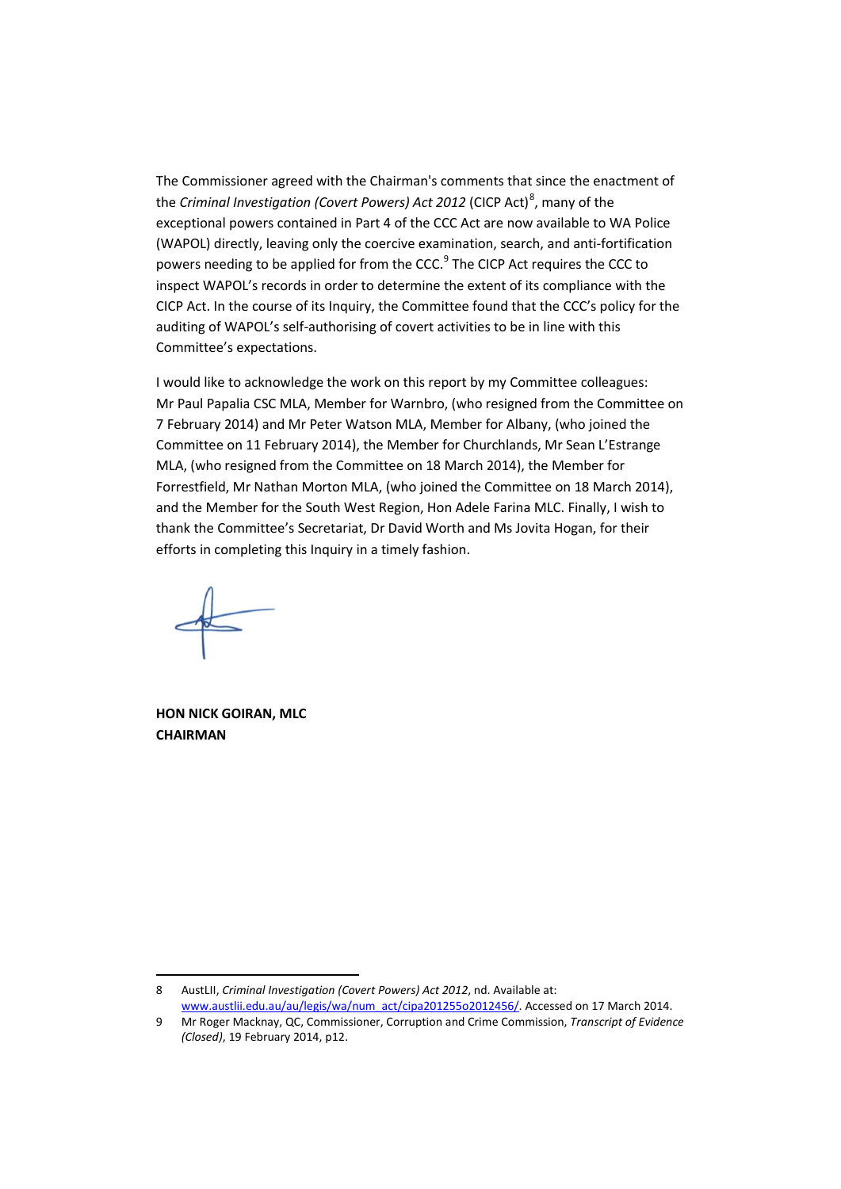The Commissioner agreed with the Chairman's comments that since the enactment of the *Criminal Investigation (Covert Powers) Act 2012* (CICP Act)[8], many of the exceptional powers contained in Part 4 of the CCC Act are now available to WA Police (WAPOL) directly, leaving only the coercive examination, search, and anti-fortification powers needing to be applied for from the CCC.[9] The CICP Act requires the CCC to inspect WAPOL's records in order to determine the extent of its compliance with the CICP Act. In the course of its Inquiry, the Committee found that the CCC's policy for the auditing of WAPOL's self-authorising of covert activities to be in line with this Committee's expectations.

I would like to acknowledge the work on this report by my Committee colleagues: Mr Paul Papalia CSC MLA, Member for Warnbro, (who resigned from the Committee on 7 February 2014) and Mr Peter Watson MLA, Member for Albany, (who joined the Committee on 11 February 2014), the Member for Churchlands, Mr Sean L'Estrange MLA, (who resigned from the Committee on 18 March 2014), the Member for Forrestfield, Mr Nathan Morton MLA, (who joined the Committee on 18 March 2014), and the Member for the South West Region, Hon Adele Farina MLC. Finally, I wish to thank the Committee's Secretariat, Dr David Worth and Ms Jovita Hogan, for their efforts in completing this Inquiry in a timely fashion.

**HON NICK GOIRAN, MLC**
**CHAIRMAN**

---

8 AustLII, *Criminal Investigation (Covert Powers) Act 2012*, nd. Available at: www.austlii.edu.au/au/legis/wa/num_act/cipa201255o2012456/. Accessed on 17 March 2014.

9 Mr Roger Macknay, QC, Commissioner, Corruption and Crime Commission, *Transcript of Evidence (Closed)*, 19 February 2014, p12.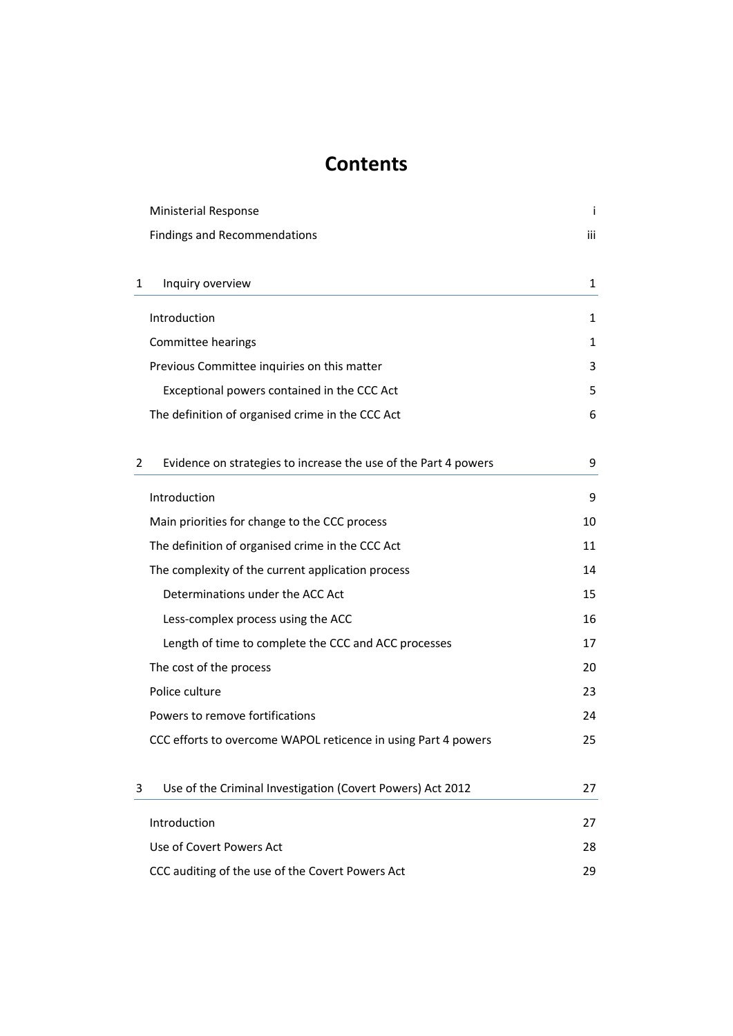# Contents

| | |
|---|---|
| Ministerial Response | i |
| Findings and Recommendations | iii |

| | | |
|---|---|---|
| **1** | **Inquiry overview** | **1** |
| | Introduction | 1 |
| | Committee hearings | 1 |
| | Previous Committee inquiries on this matter | 3 |
| | Exceptional powers contained in the CCC Act | 5 |
| | The definition of organised crime in the CCC Act | 6 |
| **2** | **Evidence on strategies to increase the use of the Part 4 powers** | **9** |
| | Introduction | 9 |
| | Main priorities for change to the CCC process | 10 |
| | The definition of organised crime in the CCC Act | 11 |
| | The complexity of the current application process | 14 |
| | Determinations under the ACC Act | 15 |
| | Less-complex process using the ACC | 16 |
| | Length of time to complete the CCC and ACC processes | 17 |
| | The cost of the process | 20 |
| | Police culture | 23 |
| | Powers to remove fortifications | 24 |
| | CCC efforts to overcome WAPOL reticence in using Part 4 powers | 25 |
| **3** | **Use of the Criminal Investigation (Covert Powers) Act 2012** | **27** |
| | Introduction | 27 |
| | Use of Covert Powers Act | 28 |
| | CCC auditing of the use of the Covert Powers Act | 29 |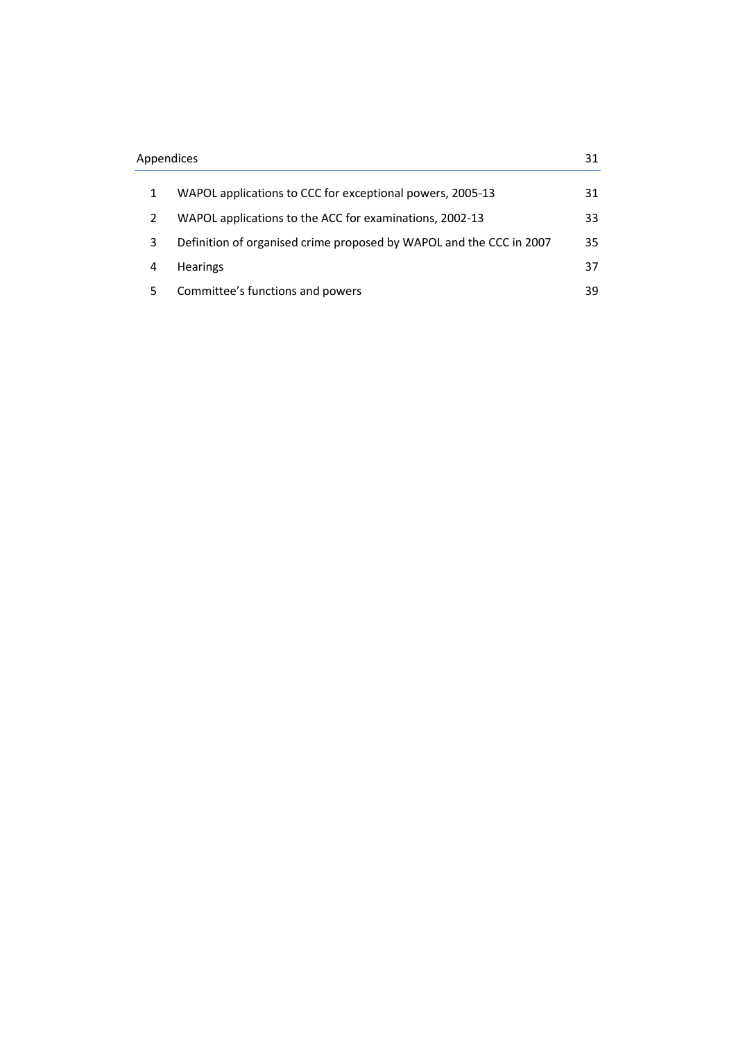| Appendices | | 31 |
|---|---|---|
| 1 | WAPOL applications to CCC for exceptional powers, 2005-13 | 31 |
| 2 | WAPOL applications to the ACC for examinations, 2002-13 | 33 |
| 3 | Definition of organised crime proposed by WAPOL and the CCC in 2007 | 35 |
| 4 | Hearings | 37 |
| 5 | Committee's functions and powers | 39 |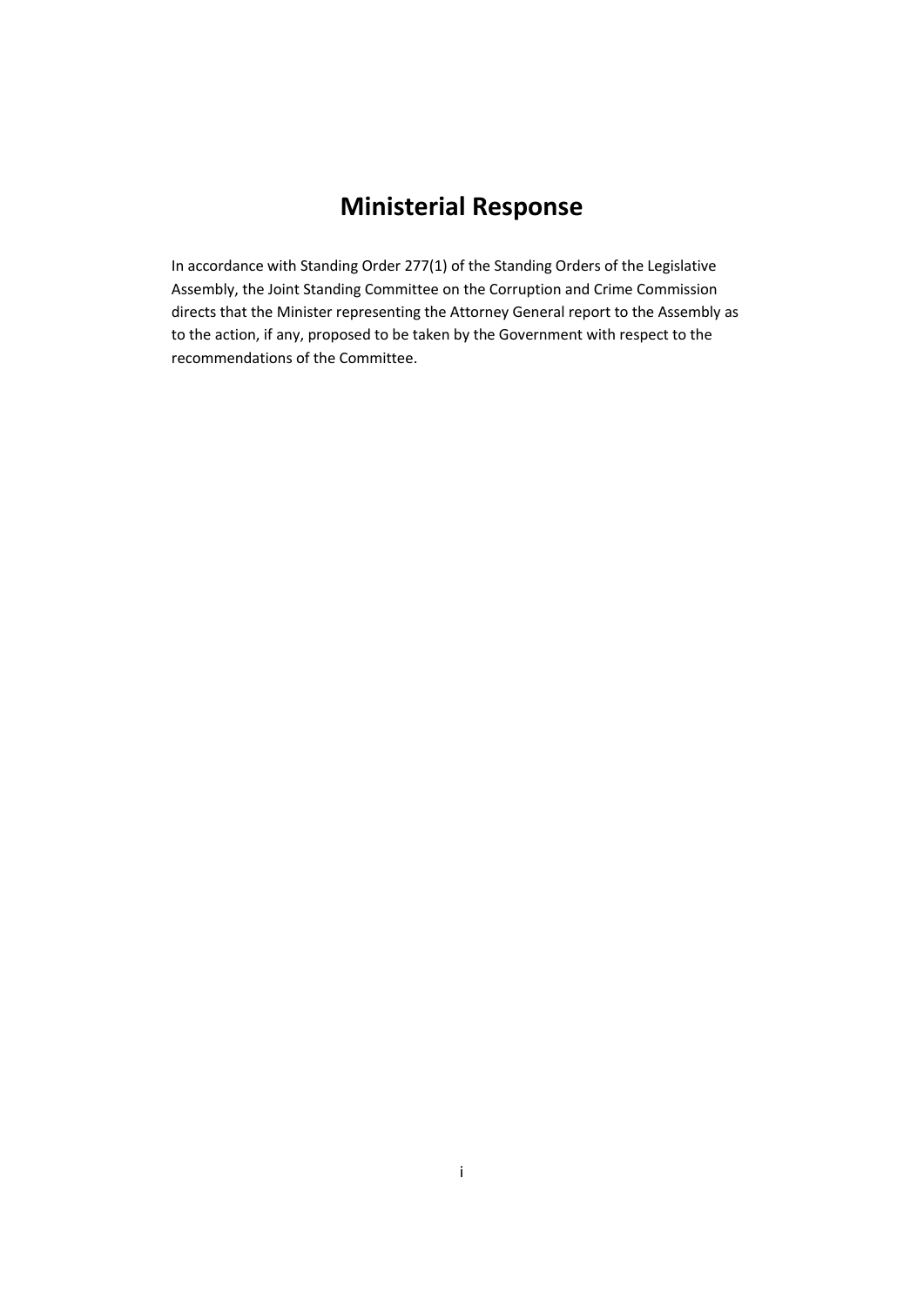# Ministerial Response

In accordance with Standing Order 277(1) of the Standing Orders of the Legislative Assembly, the Joint Standing Committee on the Corruption and Crime Commission directs that the Minister representing the Attorney General report to the Assembly as to the action, if any, proposed to be taken by the Government with respect to the recommendations of the Committee.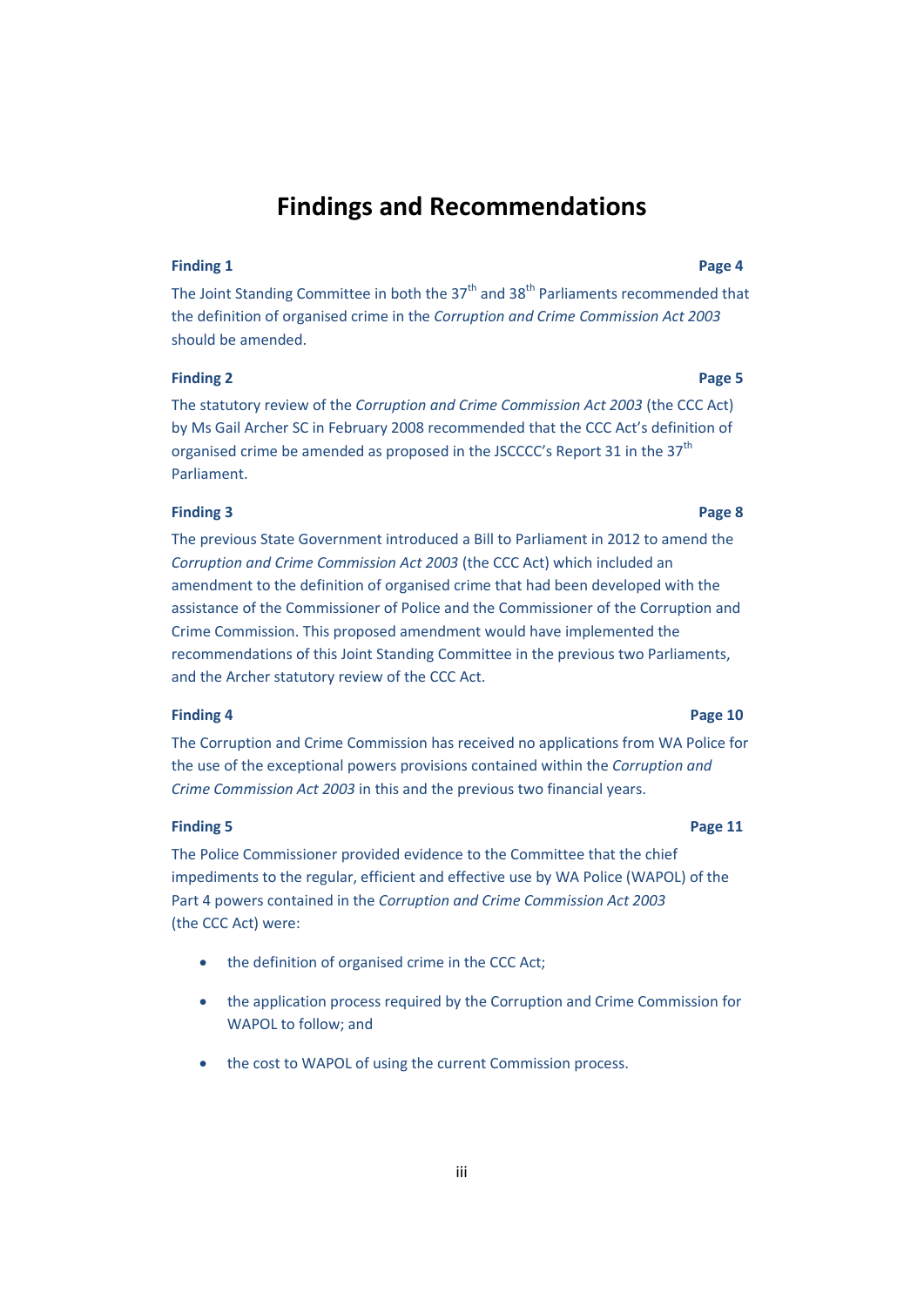# Findings and Recommendations

**Finding 1** **Page 4**

The Joint Standing Committee in both the 37th and 38th Parliaments recommended that the definition of organised crime in the *Corruption and Crime Commission Act 2003* should be amended.

**Finding 2** **Page 5**

The statutory review of the *Corruption and Crime Commission Act 2003* (the CCC Act) by Ms Gail Archer SC in February 2008 recommended that the CCC Act's definition of organised crime be amended as proposed in the JSCCCC's Report 31 in the 37th Parliament.

**Finding 3** **Page 8**

The previous State Government introduced a Bill to Parliament in 2012 to amend the *Corruption and Crime Commission Act 2003* (the CCC Act) which included an amendment to the definition of organised crime that had been developed with the assistance of the Commissioner of Police and the Commissioner of the Corruption and Crime Commission. This proposed amendment would have implemented the recommendations of this Joint Standing Committee in the previous two Parliaments, and the Archer statutory review of the CCC Act.

**Finding 4** **Page 10**

The Corruption and Crime Commission has received no applications from WA Police for the use of the exceptional powers provisions contained within the *Corruption and Crime Commission Act 2003* in this and the previous two financial years.

**Finding 5** **Page 11**

The Police Commissioner provided evidence to the Committee that the chief impediments to the regular, efficient and effective use by WA Police (WAPOL) of the Part 4 powers contained in the *Corruption and Crime Commission Act 2003* (the CCC Act) were:

- the definition of organised crime in the CCC Act;
- the application process required by the Corruption and Crime Commission for WAPOL to follow; and
- the cost to WAPOL of using the current Commission process.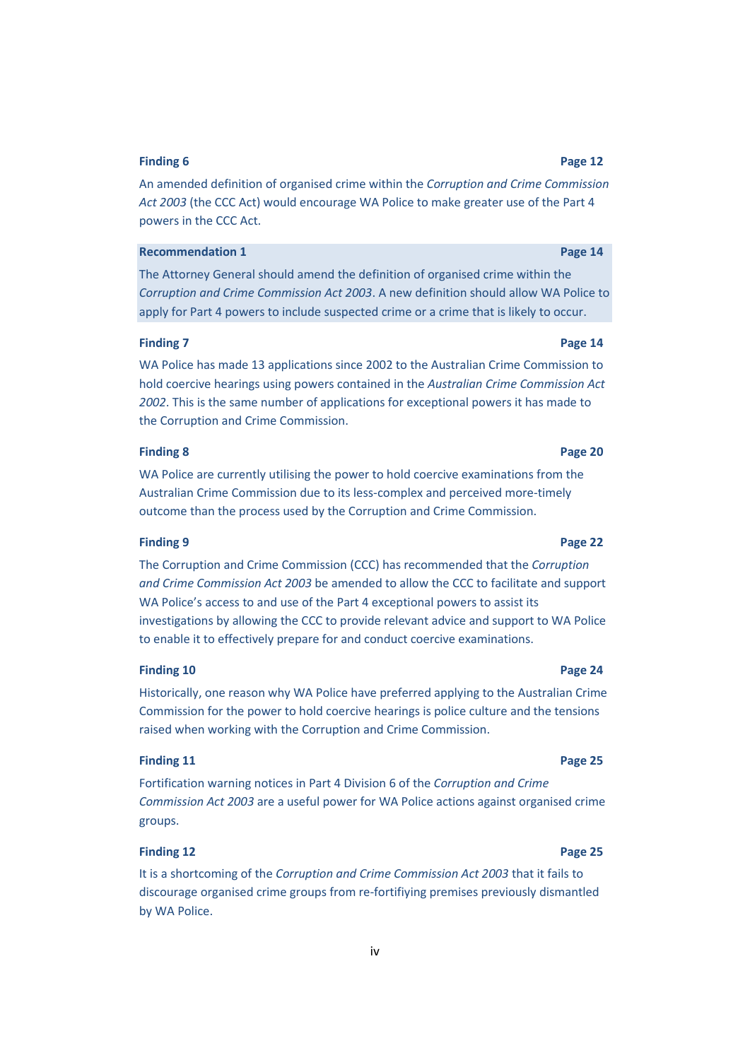**Finding 6** **Page 12**

An amended definition of organised crime within the *Corruption and Crime Commission Act 2003* (the CCC Act) would encourage WA Police to make greater use of the Part 4 powers in the CCC Act.

**Recommendation 1** **Page 14**

The Attorney General should amend the definition of organised crime within the *Corruption and Crime Commission Act 2003*. A new definition should allow WA Police to apply for Part 4 powers to include suspected crime or a crime that is likely to occur.

**Finding 7** **Page 14**

WA Police has made 13 applications since 2002 to the Australian Crime Commission to hold coercive hearings using powers contained in the *Australian Crime Commission Act 2002*. This is the same number of applications for exceptional powers it has made to the Corruption and Crime Commission.

**Finding 8** **Page 20**

WA Police are currently utilising the power to hold coercive examinations from the Australian Crime Commission due to its less-complex and perceived more-timely outcome than the process used by the Corruption and Crime Commission.

**Finding 9** **Page 22**

The Corruption and Crime Commission (CCC) has recommended that the *Corruption and Crime Commission Act 2003* be amended to allow the CCC to facilitate and support WA Police's access to and use of the Part 4 exceptional powers to assist its investigations by allowing the CCC to provide relevant advice and support to WA Police to enable it to effectively prepare for and conduct coercive examinations.

**Finding 10** **Page 24**

Historically, one reason why WA Police have preferred applying to the Australian Crime Commission for the power to hold coercive hearings is police culture and the tensions raised when working with the Corruption and Crime Commission.

**Finding 11** **Page 25**

Fortification warning notices in Part 4 Division 6 of the *Corruption and Crime Commission Act 2003* are a useful power for WA Police actions against organised crime groups.

**Finding 12** **Page 25**

It is a shortcoming of the *Corruption and Crime Commission Act 2003* that it fails to discourage organised crime groups from re-fortifiying premises previously dismantled by WA Police.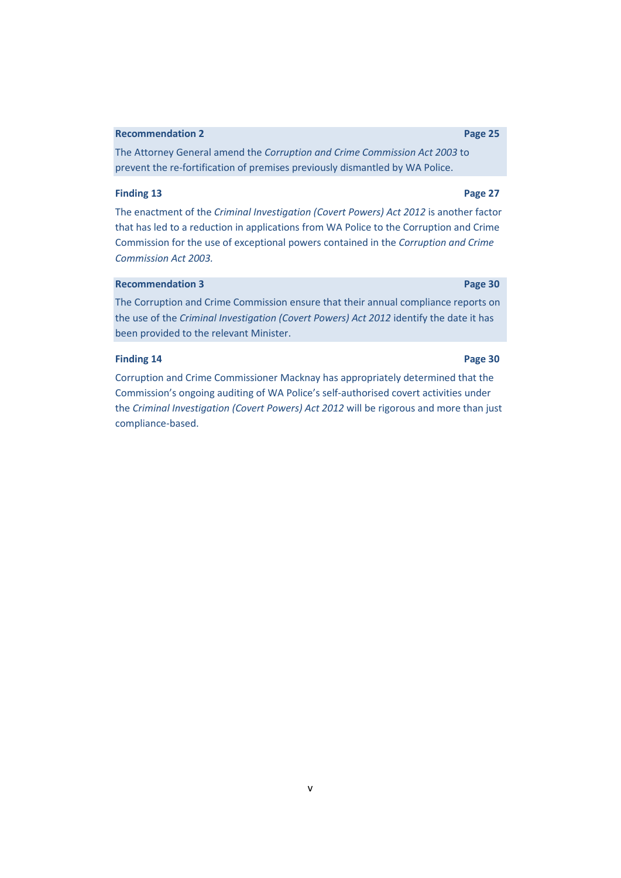**Recommendation 2** **Page 25**

The Attorney General amend the *Corruption and Crime Commission Act 2003* to prevent the re-fortification of premises previously dismantled by WA Police.

**Finding 13** **Page 27**

The enactment of the *Criminal Investigation (Covert Powers) Act 2012* is another factor that has led to a reduction in applications from WA Police to the Corruption and Crime Commission for the use of exceptional powers contained in the *Corruption and Crime Commission Act 2003.*

**Recommendation 3** **Page 30**

The Corruption and Crime Commission ensure that their annual compliance reports on the use of the *Criminal Investigation (Covert Powers) Act 2012* identify the date it has been provided to the relevant Minister.

**Finding 14** **Page 30**

Corruption and Crime Commissioner Macknay has appropriately determined that the Commission's ongoing auditing of WA Police's self-authorised covert activities under the *Criminal Investigation (Covert Powers) Act 2012* will be rigorous and more than just compliance-based.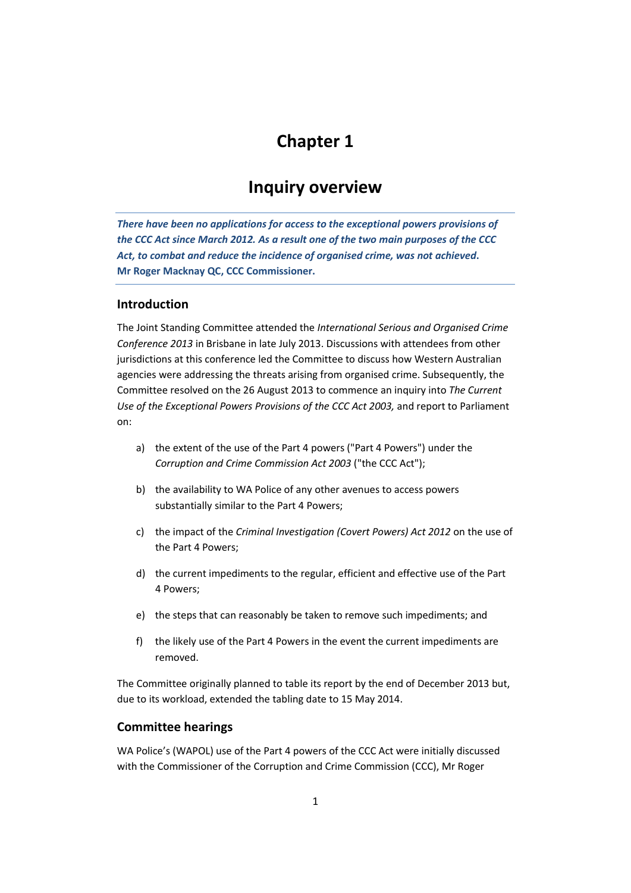# Chapter 1

# Inquiry overview

---

***There have been no applications for access to the exceptional powers provisions of the CCC Act since March 2012. As a result one of the two main purposes of the CCC Act, to combat and reduce the incidence of organised crime, was not achieved.***
**Mr Roger Macknay QC, CCC Commissioner.**

---

## Introduction

The Joint Standing Committee attended the *International Serious and Organised Crime Conference 2013* in Brisbane in late July 2013. Discussions with attendees from other jurisdictions at this conference led the Committee to discuss how Western Australian agencies were addressing the threats arising from organised crime. Subsequently, the Committee resolved on the 26 August 2013 to commence an inquiry into *The Current Use of the Exceptional Powers Provisions of the CCC Act 2003,* and report to Parliament on:

a) the extent of the use of the Part 4 powers ("Part 4 Powers") under the *Corruption and Crime Commission Act 2003* ("the CCC Act");

b) the availability to WA Police of any other avenues to access powers substantially similar to the Part 4 Powers;

c) the impact of the *Criminal Investigation (Covert Powers) Act 2012* on the use of the Part 4 Powers;

d) the current impediments to the regular, efficient and effective use of the Part 4 Powers;

e) the steps that can reasonably be taken to remove such impediments; and

f) the likely use of the Part 4 Powers in the event the current impediments are removed.

The Committee originally planned to table its report by the end of December 2013 but, due to its workload, extended the tabling date to 15 May 2014.

## Committee hearings

WA Police's (WAPOL) use of the Part 4 powers of the CCC Act were initially discussed with the Commissioner of the Corruption and Crime Commission (CCC), Mr Roger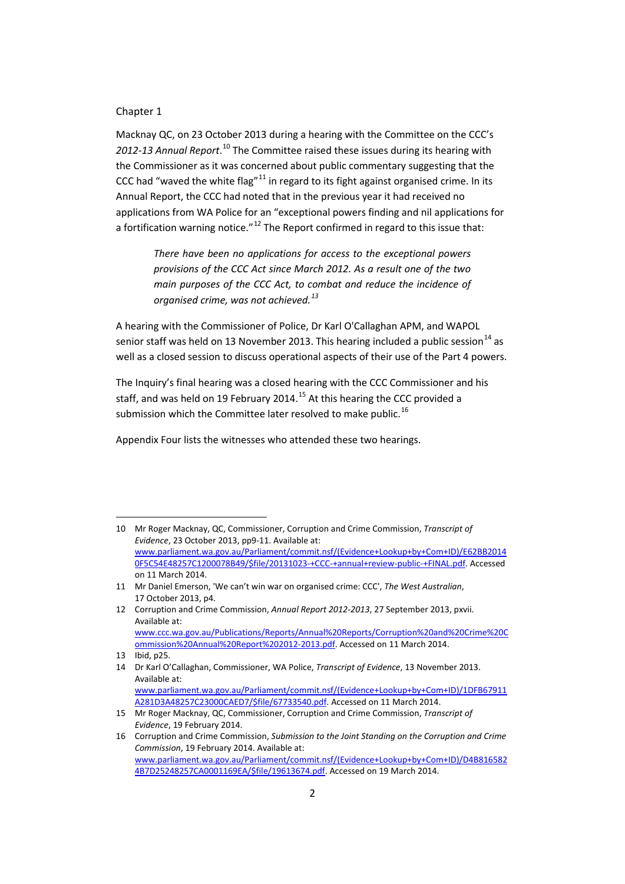Macknay QC, on 23 October 2013 during a hearing with the Committee on the CCC's *2012-13 Annual Report*.[10] The Committee raised these issues during its hearing with the Commissioner as it was concerned about public commentary suggesting that the CCC had "waved the white flag"[11] in regard to its fight against organised crime. In its Annual Report, the CCC had noted that in the previous year it had received no applications from WA Police for an "exceptional powers finding and nil applications for a fortification warning notice."[12] The Report confirmed in regard to this issue that:

> *There have been no applications for access to the exceptional powers provisions of the CCC Act since March 2012. As a result one of the two main purposes of the CCC Act, to combat and reduce the incidence of organised crime, was not achieved.*[13]

A hearing with the Commissioner of Police, Dr Karl O'Callaghan APM, and WAPOL senior staff was held on 13 November 2013. This hearing included a public session[14] as well as a closed session to discuss operational aspects of their use of the Part 4 powers.

The Inquiry's final hearing was a closed hearing with the CCC Commissioner and his staff, and was held on 19 February 2014.[15] At this hearing the CCC provided a submission which the Committee later resolved to make public.[16]

Appendix Four lists the witnesses who attended these two hearings.

---

10 Mr Roger Macknay, QC, Commissioner, Corruption and Crime Commission, *Transcript of Evidence*, 23 October 2013, pp9-11. Available at: www.parliament.wa.gov.au/Parliament/commit.nsf/(Evidence+Lookup+by+Com+ID)/E62BB2014 0F5C54E48257C1200078B49/$file/20131023-+CCC-+annual+review-public-+FINAL.pdf. Accessed on 11 March 2014.

11 Mr Daniel Emerson, 'We can't win war on organised crime: CCC', *The West Australian*, 17 October 2013, p4.

12 Corruption and Crime Commission, *Annual Report 2012-2013*, 27 September 2013, pxvii. Available at: www.ccc.wa.gov.au/Publications/Reports/Annual%20Reports/Corruption%20and%20Crime%20C ommission%20Annual%20Report%202012-2013.pdf. Accessed on 11 March 2014.

13 Ibid, p25.

14 Dr Karl O'Callaghan, Commissioner, WA Police, *Transcript of Evidence*, 13 November 2013. Available at: www.parliament.wa.gov.au/Parliament/commit.nsf/(Evidence+Lookup+by+Com+ID)/1DFB67911 A281D3A48257C23000CAED7/$file/67733540.pdf. Accessed on 11 March 2014.

15 Mr Roger Macknay, QC, Commissioner, Corruption and Crime Commission, *Transcript of Evidence*, 19 February 2014.

16 Corruption and Crime Commission, *Submission to the Joint Standing on the Corruption and Crime Commission*, 19 February 2014. Available at: www.parliament.wa.gov.au/Parliament/commit.nsf/(Evidence+Lookup+by+Com+ID)/D4B816582 4B7D25248257CA0001169EA/$file/19613674.pdf. Accessed on 19 March 2014.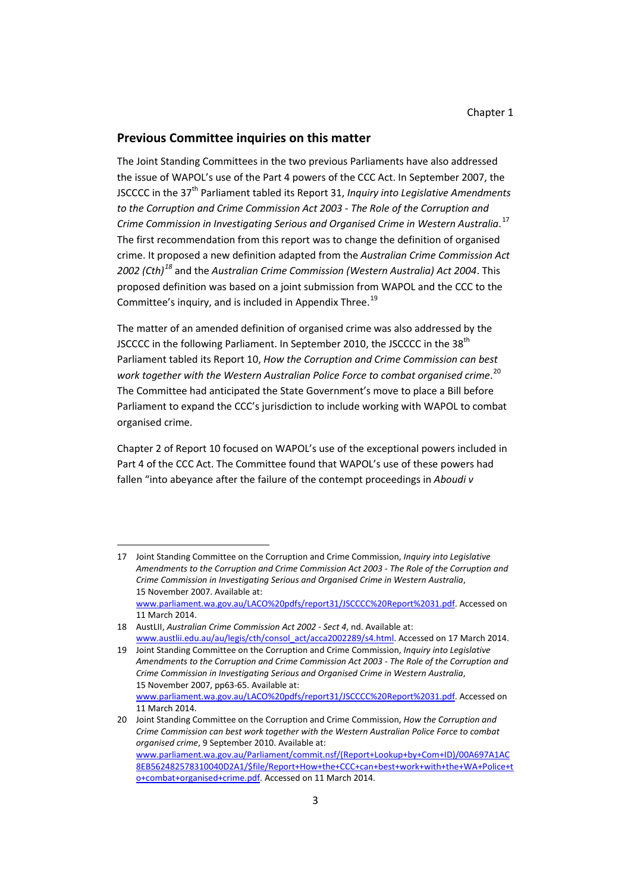## Previous Committee inquiries on this matter

The Joint Standing Committees in the two previous Parliaments have also addressed the issue of WAPOL's use of the Part 4 powers of the CCC Act. In September 2007, the JSCCCC in the 37th Parliament tabled its Report 31, *Inquiry into Legislative Amendments to the Corruption and Crime Commission Act 2003 - The Role of the Corruption and Crime Commission in Investigating Serious and Organised Crime in Western Australia*.[17] The first recommendation from this report was to change the definition of organised crime. It proposed a new definition adapted from the *Australian Crime Commission Act 2002 (Cth)*[18] and the *Australian Crime Commission (Western Australia) Act 2004*. This proposed definition was based on a joint submission from WAPOL and the CCC to the Committee's inquiry, and is included in Appendix Three.[19]

The matter of an amended definition of organised crime was also addressed by the JSCCCC in the following Parliament. In September 2010, the JSCCCC in the 38th Parliament tabled its Report 10, *How the Corruption and Crime Commission can best work together with the Western Australian Police Force to combat organised crime*.[20] The Committee had anticipated the State Government's move to place a Bill before Parliament to expand the CCC's jurisdiction to include working with WAPOL to combat organised crime.

Chapter 2 of Report 10 focused on WAPOL's use of the exceptional powers included in Part 4 of the CCC Act. The Committee found that WAPOL's use of these powers had fallen "into abeyance after the failure of the contempt proceedings in *Aboudi v*

---

17 Joint Standing Committee on the Corruption and Crime Commission, *Inquiry into Legislative Amendments to the Corruption and Crime Commission Act 2003 - The Role of the Corruption and Crime Commission in Investigating Serious and Organised Crime in Western Australia*, 15 November 2007. Available at: www.parliament.wa.gov.au/LACO%20pdfs/report31/JSCCCC%20Report%2031.pdf. Accessed on 11 March 2014.

18 AustLII, *Australian Crime Commission Act 2002 - Sect 4*, nd. Available at: www.austlii.edu.au/au/legis/cth/consol_act/acca2002289/s4.html. Accessed on 17 March 2014.

19 Joint Standing Committee on the Corruption and Crime Commission, *Inquiry into Legislative Amendments to the Corruption and Crime Commission Act 2003 - The Role of the Corruption and Crime Commission in Investigating Serious and Organised Crime in Western Australia*, 15 November 2007, pp63-65. Available at: www.parliament.wa.gov.au/LACO%20pdfs/report31/JSCCCC%20Report%2031.pdf. Accessed on 11 March 2014.

20 Joint Standing Committee on the Corruption and Crime Commission, *How the Corruption and Crime Commission can best work together with the Western Australian Police Force to combat organised crime*, 9 September 2010. Available at: www.parliament.wa.gov.au/Parliament/commit.nsf/(Report+Lookup+by+Com+ID)/00A697A1AC8EB562482578310040D2A1/$file/Report+How+the+CCC+can+best+work+with+the+WA+Police+to+combat+organised+crime.pdf. Accessed on 11 March 2014.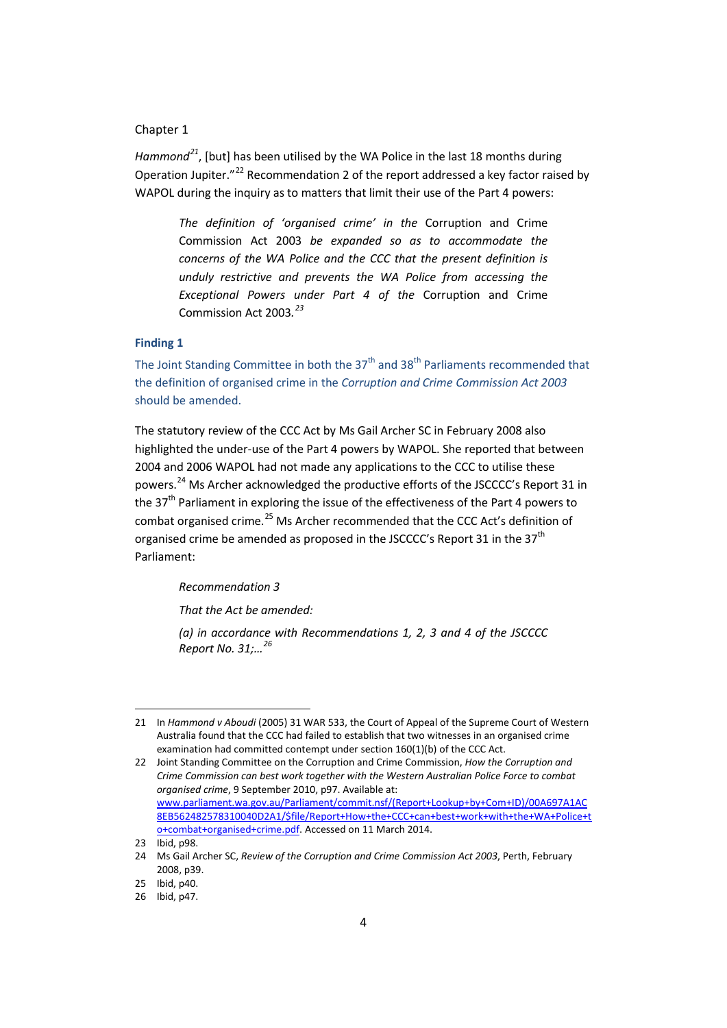*Hammond*[21], [but] has been utilised by the WA Police in the last 18 months during Operation Jupiter."[22] Recommendation 2 of the report addressed a key factor raised by WAPOL during the inquiry as to matters that limit their use of the Part 4 powers:

> *The definition of 'organised crime' in the* Corruption and Crime Commission Act 2003 *be expanded so as to accommodate the concerns of the WA Police and the CCC that the present definition is unduly restrictive and prevents the WA Police from accessing the Exceptional Powers under Part 4 of the* Corruption and Crime Commission Act 2003.[23]

### Finding 1

The Joint Standing Committee in both the 37th and 38th Parliaments recommended that the definition of organised crime in the *Corruption and Crime Commission Act 2003* should be amended.

The statutory review of the CCC Act by Ms Gail Archer SC in February 2008 also highlighted the under-use of the Part 4 powers by WAPOL. She reported that between 2004 and 2006 WAPOL had not made any applications to the CCC to utilise these powers.[24] Ms Archer acknowledged the productive efforts of the JSCCCC's Report 31 in the 37th Parliament in exploring the issue of the effectiveness of the Part 4 powers to combat organised crime.[25] Ms Archer recommended that the CCC Act's definition of organised crime be amended as proposed in the JSCCCC's Report 31 in the 37th Parliament:

> *Recommendation 3*
>
> *That the Act be amended:*
>
> *(a) in accordance with Recommendations 1, 2, 3 and 4 of the JSCCCC Report No. 31;...*[26]

---

21 In *Hammond v Aboudi* (2005) 31 WAR 533, the Court of Appeal of the Supreme Court of Western Australia found that the CCC had failed to establish that two witnesses in an organised crime examination had committed contempt under section 160(1)(b) of the CCC Act.

22 Joint Standing Committee on the Corruption and Crime Commission, *How the Corruption and Crime Commission can best work together with the Western Australian Police Force to combat organised crime*, 9 September 2010, p97. Available at: www.parliament.wa.gov.au/Parliament/commit.nsf/(Report+Lookup+by+Com+ID)/00A697A1AC8EB562482578310040D2A1/$file/Report+How+the+CCC+can+best+work+with+the+WA+Police+to+combat+organised+crime.pdf. Accessed on 11 March 2014.

23 Ibid, p98.

24 Ms Gail Archer SC, *Review of the Corruption and Crime Commission Act 2003*, Perth, February 2008, p39.

25 Ibid, p40.

26 Ibid, p47.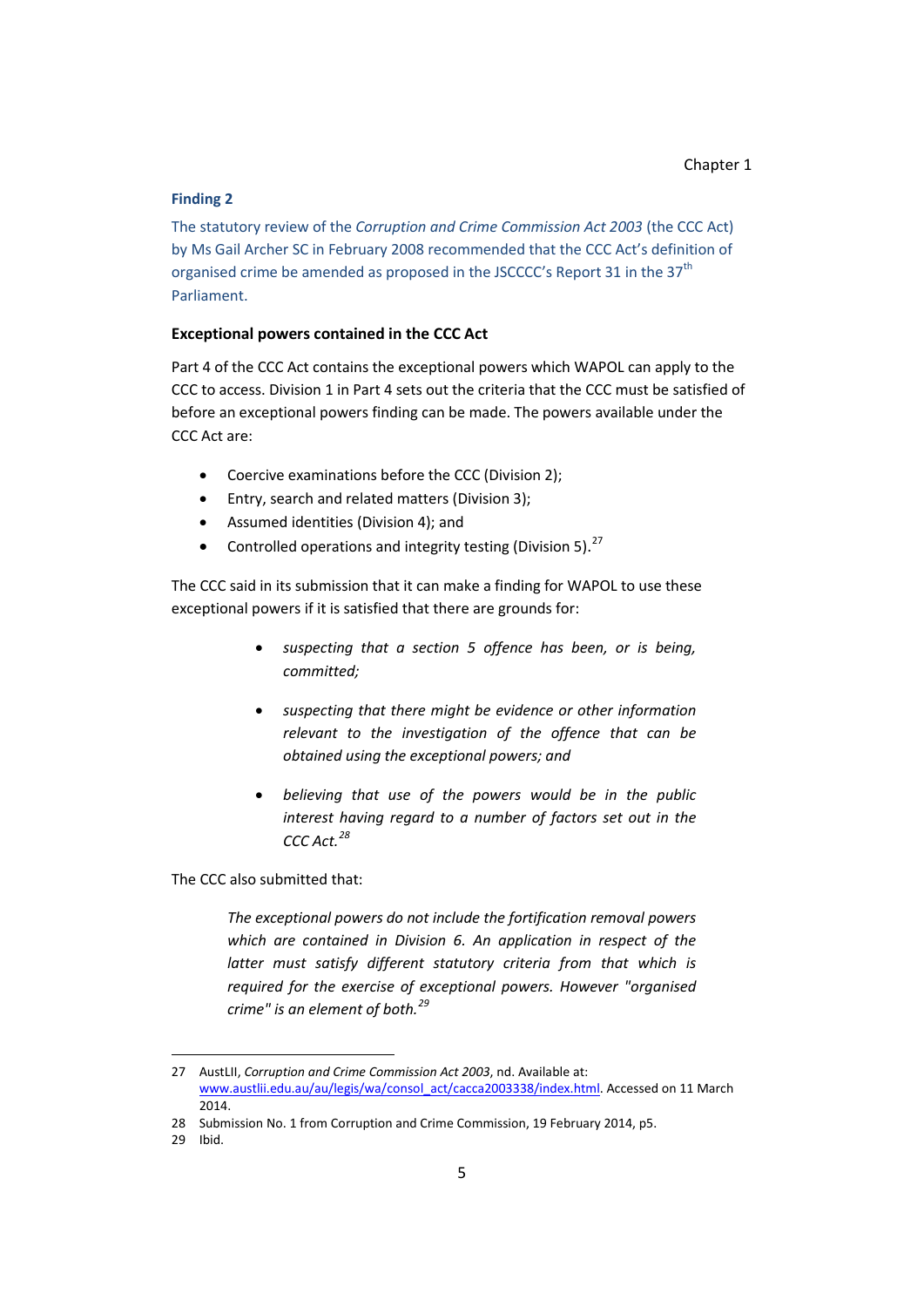**Finding 2**

The statutory review of the *Corruption and Crime Commission Act 2003* (the CCC Act) by Ms Gail Archer SC in February 2008 recommended that the CCC Act's definition of organised crime be amended as proposed in the JSCCCC's Report 31 in the 37th Parliament.

**Exceptional powers contained in the CCC Act**

Part 4 of the CCC Act contains the exceptional powers which WAPOL can apply to the CCC to access. Division 1 in Part 4 sets out the criteria that the CCC must be satisfied of before an exceptional powers finding can be made. The powers available under the CCC Act are:

- Coercive examinations before the CCC (Division 2);
- Entry, search and related matters (Division 3);
- Assumed identities (Division 4); and
- Controlled operations and integrity testing (Division 5).[27]

The CCC said in its submission that it can make a finding for WAPOL to use these exceptional powers if it is satisfied that there are grounds for:

> - *suspecting that a section 5 offence has been, or is being, committed;*
> - *suspecting that there might be evidence or other information relevant to the investigation of the offence that can be obtained using the exceptional powers; and*
> - *believing that use of the powers would be in the public interest having regard to a number of factors set out in the CCC Act.*[28]

The CCC also submitted that:

> *The exceptional powers do not include the fortification removal powers which are contained in Division 6. An application in respect of the latter must satisfy different statutory criteria from that which is required for the exercise of exceptional powers. However "organised crime" is an element of both.*[29]

---

27 AustLII, *Corruption and Crime Commission Act 2003*, nd. Available at: www.austlii.edu.au/au/legis/wa/consol_act/cacca2003338/index.html. Accessed on 11 March 2014.

28 Submission No. 1 from Corruption and Crime Commission, 19 February 2014, p5.

29 Ibid.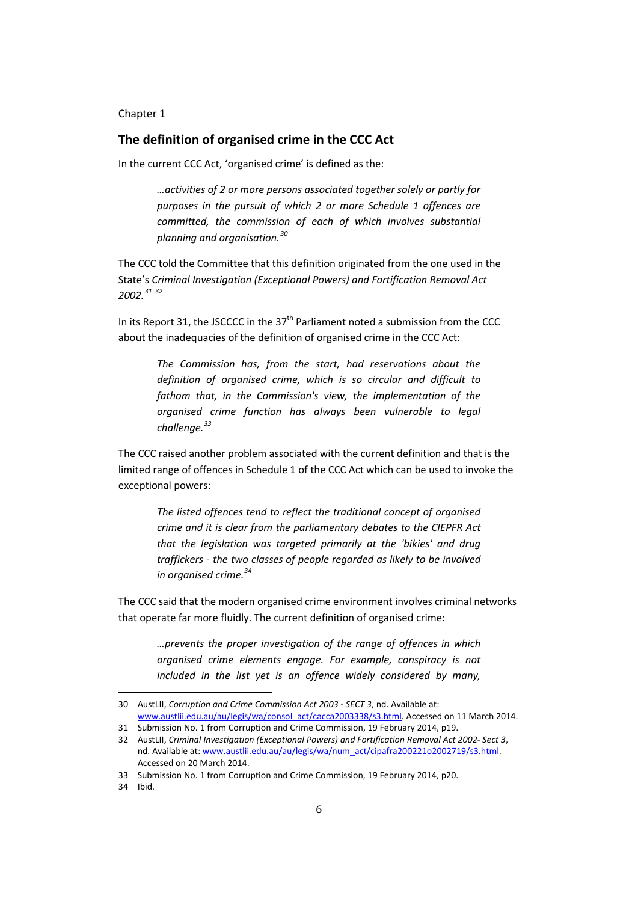Chapter 1

## The definition of organised crime in the CCC Act

In the current CCC Act, 'organised crime' is defined as the:

> *…activities of 2 or more persons associated together solely or partly for purposes in the pursuit of which 2 or more Schedule 1 offences are committed, the commission of each of which involves substantial planning and organisation.*[30]

The CCC told the Committee that this definition originated from the one used in the State's *Criminal Investigation (Exceptional Powers) and Fortification Removal Act 2002.*[31] [32]

In its Report 31, the JSCCCC in the 37th Parliament noted a submission from the CCC about the inadequacies of the definition of organised crime in the CCC Act:

> *The Commission has, from the start, had reservations about the definition of organised crime, which is so circular and difficult to fathom that, in the Commission's view, the implementation of the organised crime function has always been vulnerable to legal challenge.*[33]

The CCC raised another problem associated with the current definition and that is the limited range of offences in Schedule 1 of the CCC Act which can be used to invoke the exceptional powers:

> *The listed offences tend to reflect the traditional concept of organised crime and it is clear from the parliamentary debates to the CIEPFR Act that the legislation was targeted primarily at the 'bikies' and drug traffickers - the two classes of people regarded as likely to be involved in organised crime.*[34]

The CCC said that the modern organised crime environment involves criminal networks that operate far more fluidly. The current definition of organised crime:

> *…prevents the proper investigation of the range of offences in which organised crime elements engage. For example, conspiracy is not included in the list yet is an offence widely considered by many,*

---

30 AustLII, *Corruption and Crime Commission Act 2003 - SECT 3*, nd. Available at: www.austlii.edu.au/au/legis/wa/consol_act/cacca2003338/s3.html. Accessed on 11 March 2014.

31 Submission No. 1 from Corruption and Crime Commission, 19 February 2014, p19.

32 AustLII, *Criminal Investigation (Exceptional Powers) and Fortification Removal Act 2002- Sect 3*, nd. Available at: www.austlii.edu.au/au/legis/wa/num_act/cipafra200221o2002719/s3.html. Accessed on 20 March 2014.

33 Submission No. 1 from Corruption and Crime Commission, 19 February 2014, p20.

34 Ibid.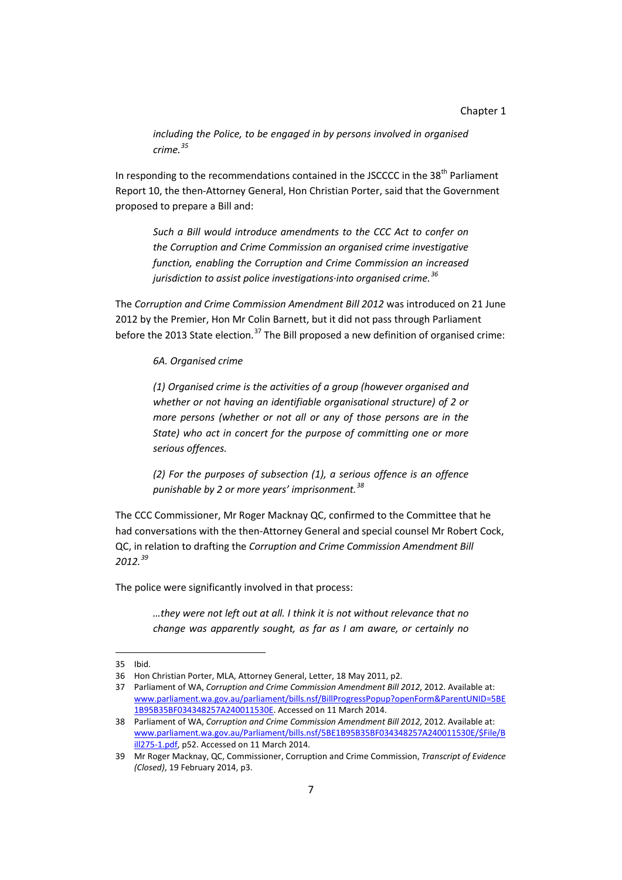> *including the Police, to be engaged in by persons involved in organised crime.*[35]

In responding to the recommendations contained in the JSCCCC in the 38th Parliament Report 10, the then-Attorney General, Hon Christian Porter, said that the Government proposed to prepare a Bill and:

> *Such a Bill would introduce amendments to the CCC Act to confer on the Corruption and Crime Commission an organised crime investigative function, enabling the Corruption and Crime Commission an increased jurisdiction to assist police investigations·into organised crime.*[36]

The *Corruption and Crime Commission Amendment Bill 2012* was introduced on 21 June 2012 by the Premier, Hon Mr Colin Barnett, but it did not pass through Parliament before the 2013 State election.[37] The Bill proposed a new definition of organised crime:

> *6A. Organised crime*
>
> *(1) Organised crime is the activities of a group (however organised and whether or not having an identifiable organisational structure) of 2 or more persons (whether or not all or any of those persons are in the State) who act in concert for the purpose of committing one or more serious offences.*
>
> *(2) For the purposes of subsection (1), a serious offence is an offence punishable by 2 or more years' imprisonment.*[38]

The CCC Commissioner, Mr Roger Macknay QC, confirmed to the Committee that he had conversations with the then-Attorney General and special counsel Mr Robert Cock, QC, in relation to drafting the *Corruption and Crime Commission Amendment Bill 2012.*[39]

The police were significantly involved in that process:

> *…they were not left out at all. I think it is not without relevance that no change was apparently sought, as far as I am aware, or certainly no*

---

35 Ibid.

36 Hon Christian Porter, MLA, Attorney General, Letter, 18 May 2011, p2.

37 Parliament of WA, *Corruption and Crime Commission Amendment Bill 2012*, 2012. Available at: www.parliament.wa.gov.au/parliament/bills.nsf/BillProgressPopup?openForm&ParentUNID=5BE1B95B35BF034348257A240011530E. Accessed on 11 March 2014.

38 Parliament of WA, *Corruption and Crime Commission Amendment Bill 2012*, 2012. Available at: www.parliament.wa.gov.au/Parliament/bills.nsf/5BE1B95B35BF034348257A240011530E/$File/Bill275-1.pdf, p52. Accessed on 11 March 2014.

39 Mr Roger Macknay, QC, Commissioner, Corruption and Crime Commission, *Transcript of Evidence (Closed)*, 19 February 2014, p3.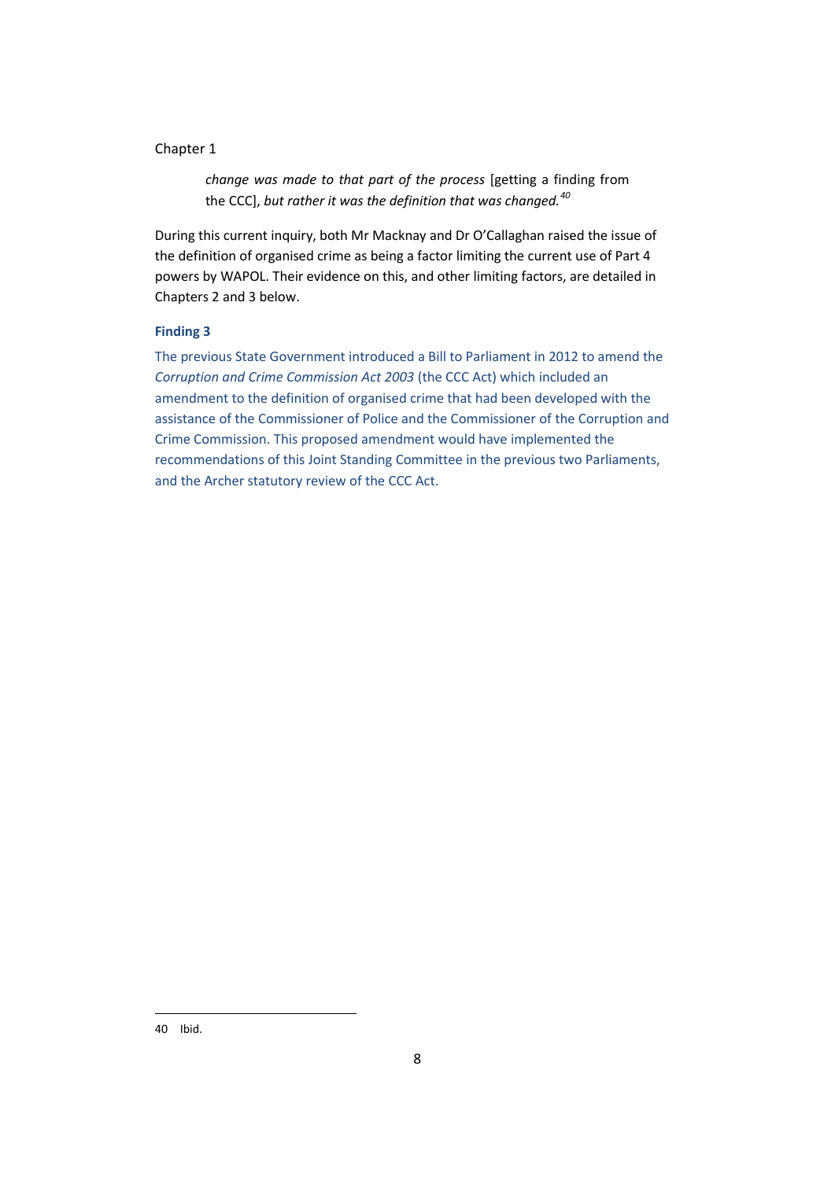> *change was made to that part of the process* [getting a finding from the CCC], *but rather it was the definition that was changed.*[40]

During this current inquiry, both Mr Macknay and Dr O'Callaghan raised the issue of the definition of organised crime as being a factor limiting the current use of Part 4 powers by WAPOL. Their evidence on this, and other limiting factors, are detailed in Chapters 2 and 3 below.

### Finding 3

The previous State Government introduced a Bill to Parliament in 2012 to amend the *Corruption and Crime Commission Act 2003* (the CCC Act) which included an amendment to the definition of organised crime that had been developed with the assistance of the Commissioner of Police and the Commissioner of the Corruption and Crime Commission. This proposed amendment would have implemented the recommendations of this Joint Standing Committee in the previous two Parliaments, and the Archer statutory review of the CCC Act.

---

40 Ibid.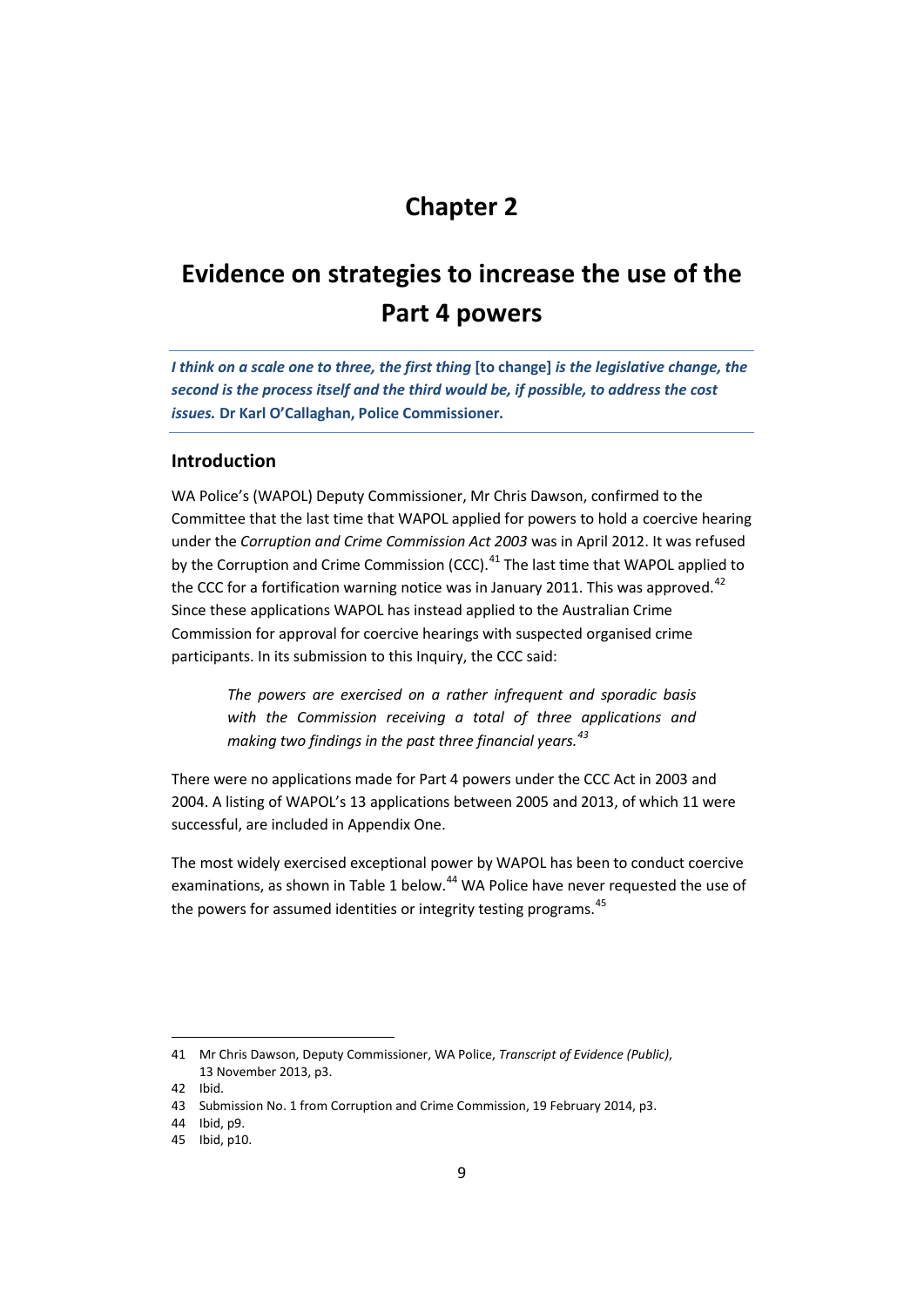# Chapter 2

# Evidence on strategies to increase the use of the Part 4 powers

***I think on a scale one to three, the first thing* [to change] *is the legislative change, the second is the process itself and the third would be, if possible, to address the cost issues.* Dr Karl O'Callaghan, Police Commissioner.**

## Introduction

WA Police's (WAPOL) Deputy Commissioner, Mr Chris Dawson, confirmed to the Committee that the last time that WAPOL applied for powers to hold a coercive hearing under the *Corruption and Crime Commission Act 2003* was in April 2012. It was refused by the Corruption and Crime Commission (CCC).[41] The last time that WAPOL applied to the CCC for a fortification warning notice was in January 2011. This was approved.[42] Since these applications WAPOL has instead applied to the Australian Crime Commission for approval for coercive hearings with suspected organised crime participants. In its submission to this Inquiry, the CCC said:

> *The powers are exercised on a rather infrequent and sporadic basis with the Commission receiving a total of three applications and making two findings in the past three financial years.*[43]

There were no applications made for Part 4 powers under the CCC Act in 2003 and 2004. A listing of WAPOL's 13 applications between 2005 and 2013, of which 11 were successful, are included in Appendix One.

The most widely exercised exceptional power by WAPOL has been to conduct coercive examinations, as shown in Table 1 below.[44] WA Police have never requested the use of the powers for assumed identities or integrity testing programs.[45]

---

41 Mr Chris Dawson, Deputy Commissioner, WA Police, *Transcript of Evidence (Public)*, 13 November 2013, p3.

42 Ibid.

43 Submission No. 1 from Corruption and Crime Commission, 19 February 2014, p3.

44 Ibid, p9.

45 Ibid, p10.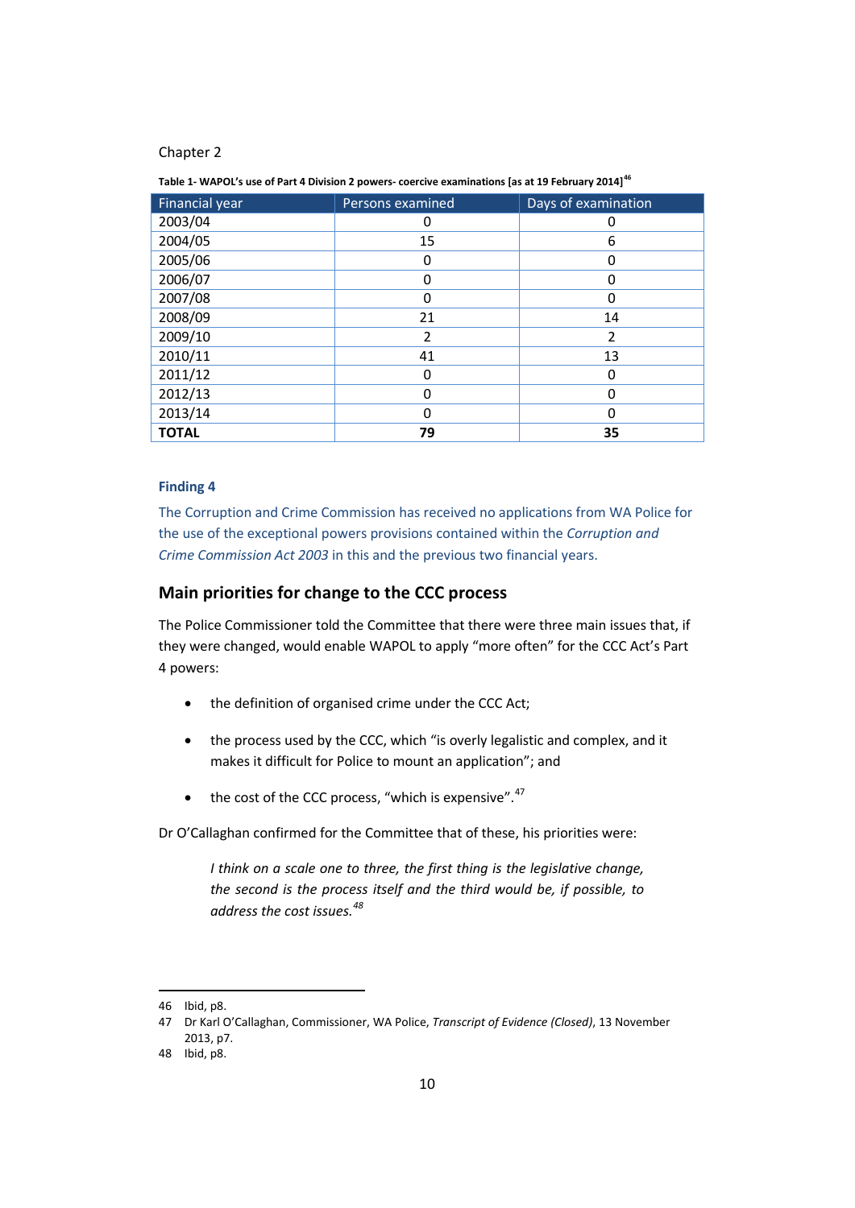Chapter 2

**Table 1- WAPOL's use of Part 4 Division 2 powers- coercive examinations [as at 19 February 2014][46]**

| Financial year | Persons examined | Days of examination |
|---|---|---|
| 2003/04 | 0 | 0 |
| 2004/05 | 15 | 6 |
| 2005/06 | 0 | 0 |
| 2006/07 | 0 | 0 |
| 2007/08 | 0 | 0 |
| 2008/09 | 21 | 14 |
| 2009/10 | 2 | 2 |
| 2010/11 | 41 | 13 |
| 2011/12 | 0 | 0 |
| 2012/13 | 0 | 0 |
| 2013/14 | 0 | 0 |
| **TOTAL** | **79** | **35** |

**Finding 4**

The Corruption and Crime Commission has received no applications from WA Police for the use of the exceptional powers provisions contained within the *Corruption and Crime Commission Act 2003* in this and the previous two financial years.

## Main priorities for change to the CCC process

The Police Commissioner told the Committee that there were three main issues that, if they were changed, would enable WAPOL to apply "more often" for the CCC Act's Part 4 powers:

- the definition of organised crime under the CCC Act;
- the process used by the CCC, which "is overly legalistic and complex, and it makes it difficult for Police to mount an application"; and
- the cost of the CCC process, "which is expensive".[47]

Dr O'Callaghan confirmed for the Committee that of these, his priorities were:

> *I think on a scale one to three, the first thing is the legislative change, the second is the process itself and the third would be, if possible, to address the cost issues.*[48]

---

46 Ibid, p8.

47 Dr Karl O'Callaghan, Commissioner, WA Police, *Transcript of Evidence (Closed)*, 13 November 2013, p7.

48 Ibid, p8.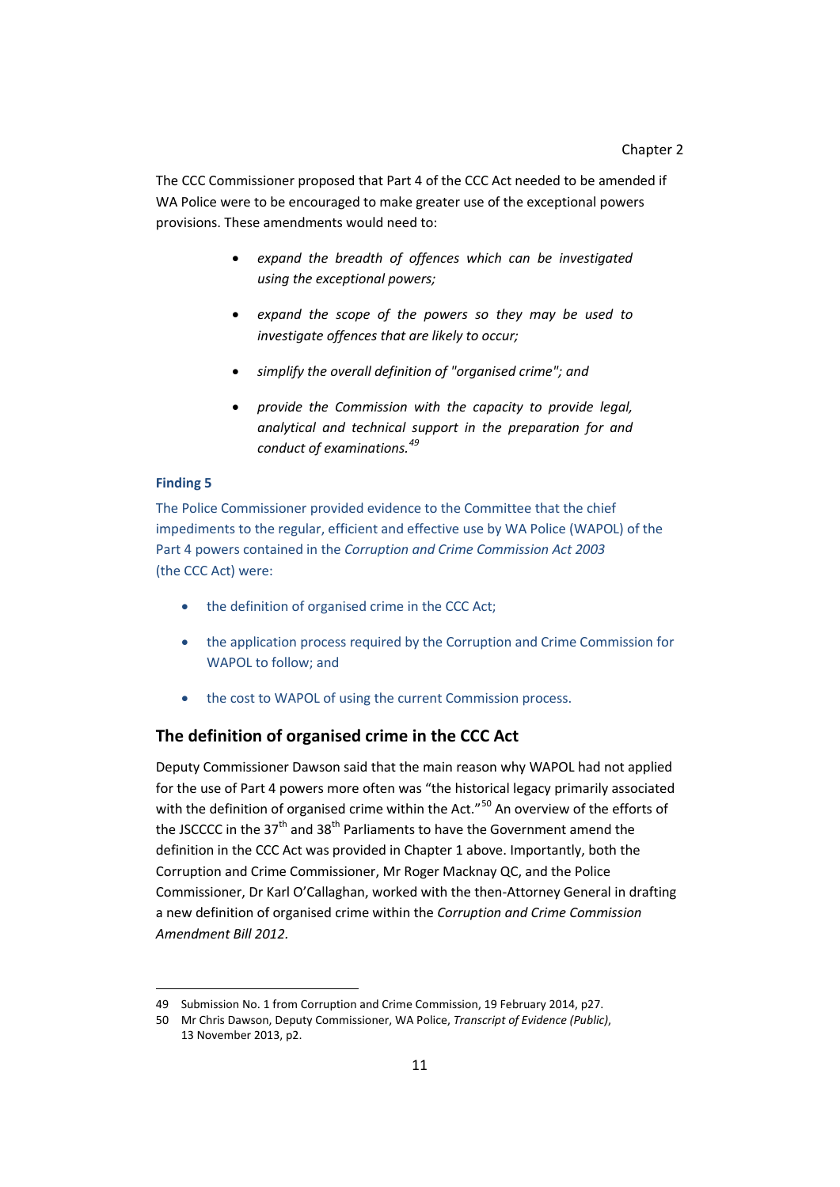The CCC Commissioner proposed that Part 4 of the CCC Act needed to be amended if WA Police were to be encouraged to make greater use of the exceptional powers provisions. These amendments would need to:

> - *expand the breadth of offences which can be investigated using the exceptional powers;*
> - *expand the scope of the powers so they may be used to investigate offences that are likely to occur;*
> - *simplify the overall definition of "organised crime"; and*
> - *provide the Commission with the capacity to provide legal, analytical and technical support in the preparation for and conduct of examinations.*[49]

**Finding 5**

The Police Commissioner provided evidence to the Committee that the chief impediments to the regular, efficient and effective use by WA Police (WAPOL) of the Part 4 powers contained in the *Corruption and Crime Commission Act 2003* (the CCC Act) were:

- the definition of organised crime in the CCC Act;
- the application process required by the Corruption and Crime Commission for WAPOL to follow; and
- the cost to WAPOL of using the current Commission process.

## The definition of organised crime in the CCC Act

Deputy Commissioner Dawson said that the main reason why WAPOL had not applied for the use of Part 4 powers more often was "the historical legacy primarily associated with the definition of organised crime within the Act."[50] An overview of the efforts of the JSCCCC in the 37th and 38th Parliaments to have the Government amend the definition in the CCC Act was provided in Chapter 1 above. Importantly, both the Corruption and Crime Commissioner, Mr Roger Macknay QC, and the Police Commissioner, Dr Karl O'Callaghan, worked with the then-Attorney General in drafting a new definition of organised crime within the *Corruption and Crime Commission Amendment Bill 2012*.

---

49 Submission No. 1 from Corruption and Crime Commission, 19 February 2014, p27.

50 Mr Chris Dawson, Deputy Commissioner, WA Police, *Transcript of Evidence (Public)*, 13 November 2013, p2.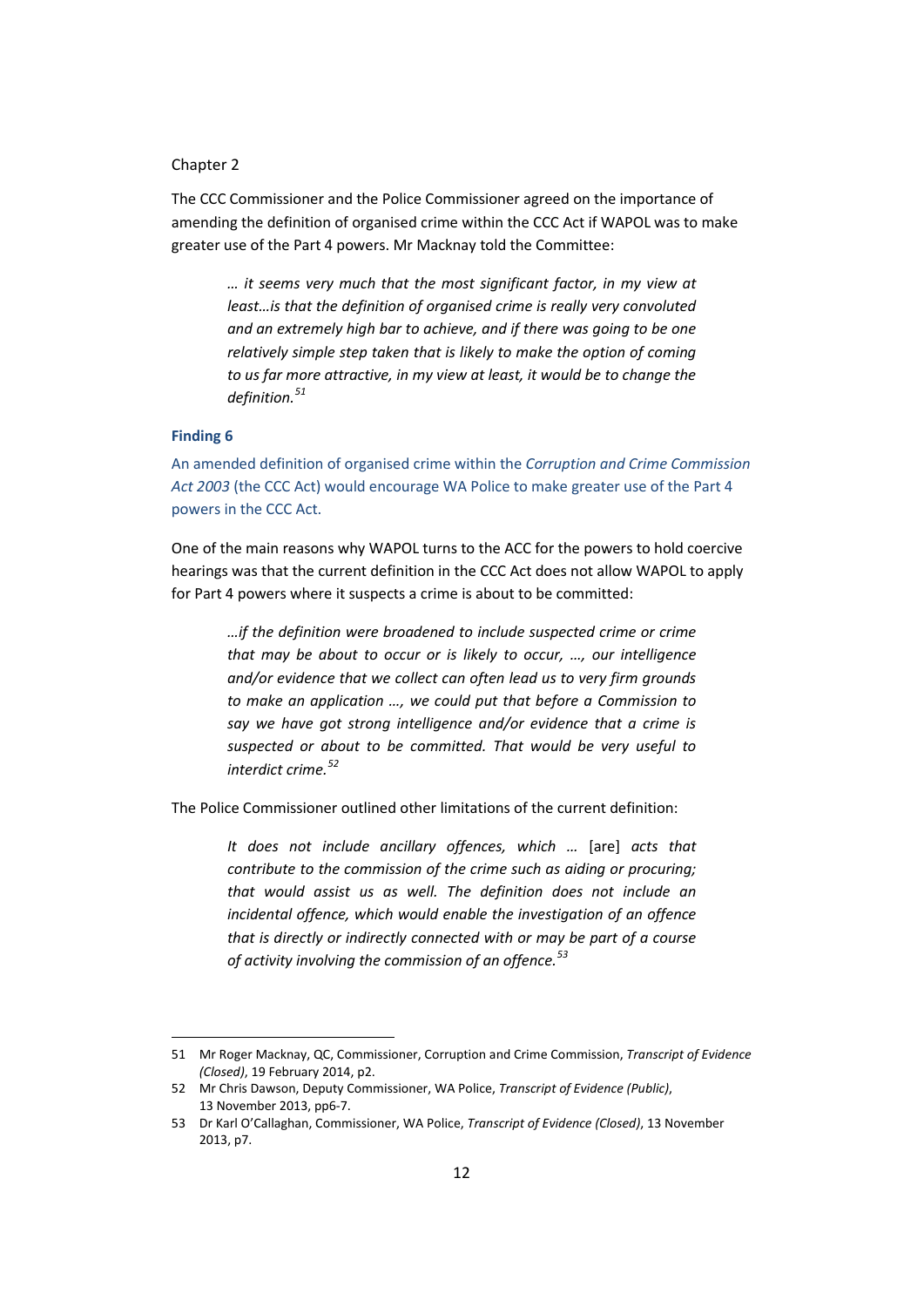The CCC Commissioner and the Police Commissioner agreed on the importance of amending the definition of organised crime within the CCC Act if WAPOL was to make greater use of the Part 4 powers. Mr Macknay told the Committee:

> *… it seems very much that the most significant factor, in my view at least…is that the definition of organised crime is really very convoluted and an extremely high bar to achieve, and if there was going to be one relatively simple step taken that is likely to make the option of coming to us far more attractive, in my view at least, it would be to change the definition.*[51]

### Finding 6

An amended definition of organised crime within the *Corruption and Crime Commission Act 2003* (the CCC Act) would encourage WA Police to make greater use of the Part 4 powers in the CCC Act.

One of the main reasons why WAPOL turns to the ACC for the powers to hold coercive hearings was that the current definition in the CCC Act does not allow WAPOL to apply for Part 4 powers where it suspects a crime is about to be committed:

> *…if the definition were broadened to include suspected crime or crime that may be about to occur or is likely to occur, …, our intelligence and/or evidence that we collect can often lead us to very firm grounds to make an application …, we could put that before a Commission to say we have got strong intelligence and/or evidence that a crime is suspected or about to be committed. That would be very useful to interdict crime.*[52]

The Police Commissioner outlined other limitations of the current definition:

> *It does not include ancillary offences, which …* [are] *acts that contribute to the commission of the crime such as aiding or procuring; that would assist us as well. The definition does not include an incidental offence, which would enable the investigation of an offence that is directly or indirectly connected with or may be part of a course of activity involving the commission of an offence.*[53]

---

51 Mr Roger Macknay, QC, Commissioner, Corruption and Crime Commission, *Transcript of Evidence (Closed)*, 19 February 2014, p2.

52 Mr Chris Dawson, Deputy Commissioner, WA Police, *Transcript of Evidence (Public)*, 13 November 2013, pp6-7.

53 Dr Karl O'Callaghan, Commissioner, WA Police, *Transcript of Evidence (Closed)*, 13 November 2013, p7.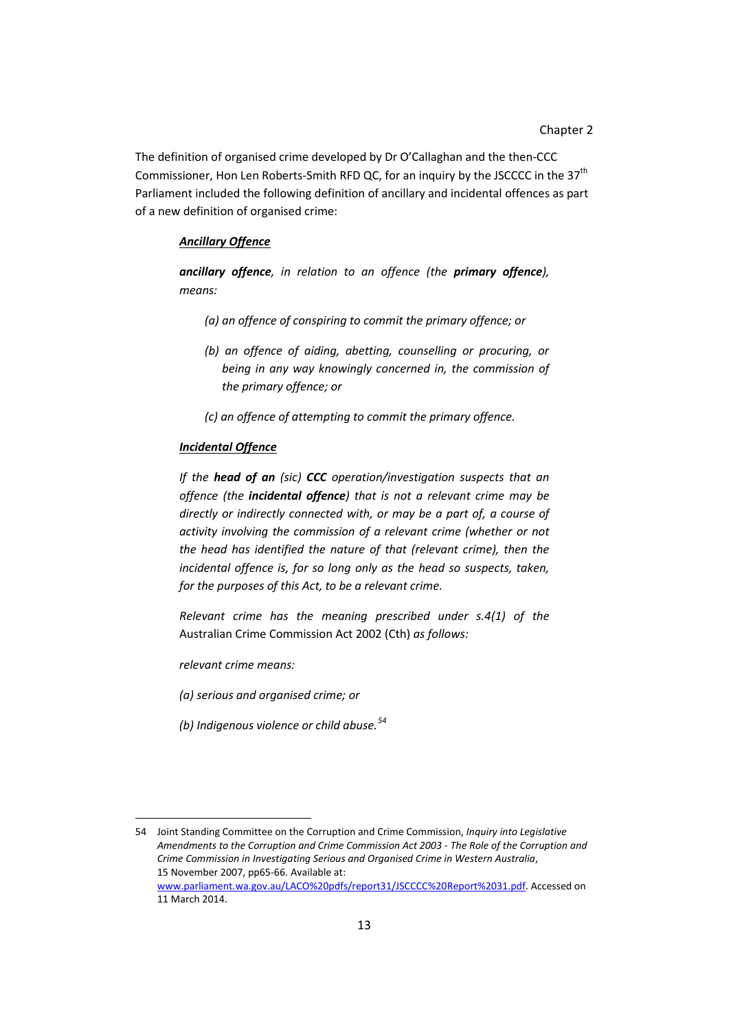The definition of organised crime developed by Dr O'Callaghan and the then-CCC Commissioner, Hon Len Roberts-Smith RFD QC, for an inquiry by the JSCCCC in the 37th Parliament included the following definition of ancillary and incidental offences as part of a new definition of organised crime:

> ***Ancillary Offence***
>
> ***ancillary offence****, in relation to an offence (the* ***primary offence****), means:*
>
> *(a) an offence of conspiring to commit the primary offence; or*
>
> *(b) an offence of aiding, abetting, counselling or procuring, or being in any way knowingly concerned in, the commission of the primary offence; or*
>
> *(c) an offence of attempting to commit the primary offence.*
>
> ***Incidental Offence***
>
> *If the* ***head of an*** *(sic)* ***CCC*** *operation/investigation suspects that an offence (the* ***incidental offence****) that is not a relevant crime may be directly or indirectly connected with, or may be a part of, a course of activity involving the commission of a relevant crime (whether or not the head has identified the nature of that (relevant crime), then the incidental offence is, for so long only as the head so suspects, taken, for the purposes of this Act, to be a relevant crime.*
>
> *Relevant crime has the meaning prescribed under s.4(1) of the* Australian Crime Commission Act 2002 (Cth) *as follows:*
>
> *relevant crime means:*
>
> *(a) serious and organised crime; or*
>
> *(b) Indigenous violence or child abuse.*[54]

---

54 Joint Standing Committee on the Corruption and Crime Commission, *Inquiry into Legislative Amendments to the Corruption and Crime Commission Act 2003 - The Role of the Corruption and Crime Commission in Investigating Serious and Organised Crime in Western Australia*, 15 November 2007, pp65-66. Available at: www.parliament.wa.gov.au/LACO%20pdfs/report31/JSCCCC%20Report%2031.pdf. Accessed on 11 March 2014.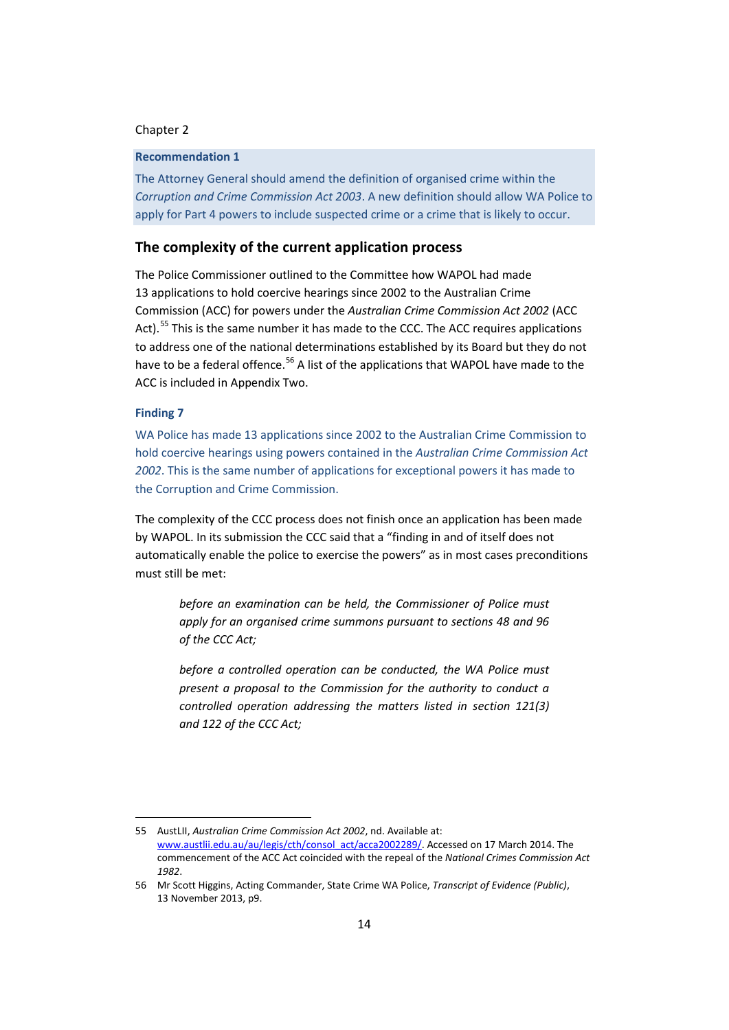**Recommendation 1**

The Attorney General should amend the definition of organised crime within the *Corruption and Crime Commission Act 2003*. A new definition should allow WA Police to apply for Part 4 powers to include suspected crime or a crime that is likely to occur.

## The complexity of the current application process

The Police Commissioner outlined to the Committee how WAPOL had made 13 applications to hold coercive hearings since 2002 to the Australian Crime Commission (ACC) for powers under the *Australian Crime Commission Act 2002* (ACC Act).[55] This is the same number it has made to the CCC. The ACC requires applications to address one of the national determinations established by its Board but they do not have to be a federal offence.[56] A list of the applications that WAPOL have made to the ACC is included in Appendix Two.

**Finding 7**

WA Police has made 13 applications since 2002 to the Australian Crime Commission to hold coercive hearings using powers contained in the *Australian Crime Commission Act 2002*. This is the same number of applications for exceptional powers it has made to the Corruption and Crime Commission.

The complexity of the CCC process does not finish once an application has been made by WAPOL. In its submission the CCC said that a "finding in and of itself does not automatically enable the police to exercise the powers" as in most cases preconditions must still be met:

> *before an examination can be held, the Commissioner of Police must apply for an organised crime summons pursuant to sections 48 and 96 of the CCC Act;*
>
> *before a controlled operation can be conducted, the WA Police must present a proposal to the Commission for the authority to conduct a controlled operation addressing the matters listed in section 121(3) and 122 of the CCC Act;*

---

55 AustLII, *Australian Crime Commission Act 2002*, nd. Available at: www.austlii.edu.au/au/legis/cth/consol_act/acca2002289/. Accessed on 17 March 2014. The commencement of the ACC Act coincided with the repeal of the *National Crimes Commission Act 1982*.

56 Mr Scott Higgins, Acting Commander, State Crime WA Police, *Transcript of Evidence (Public)*, 13 November 2013, p9.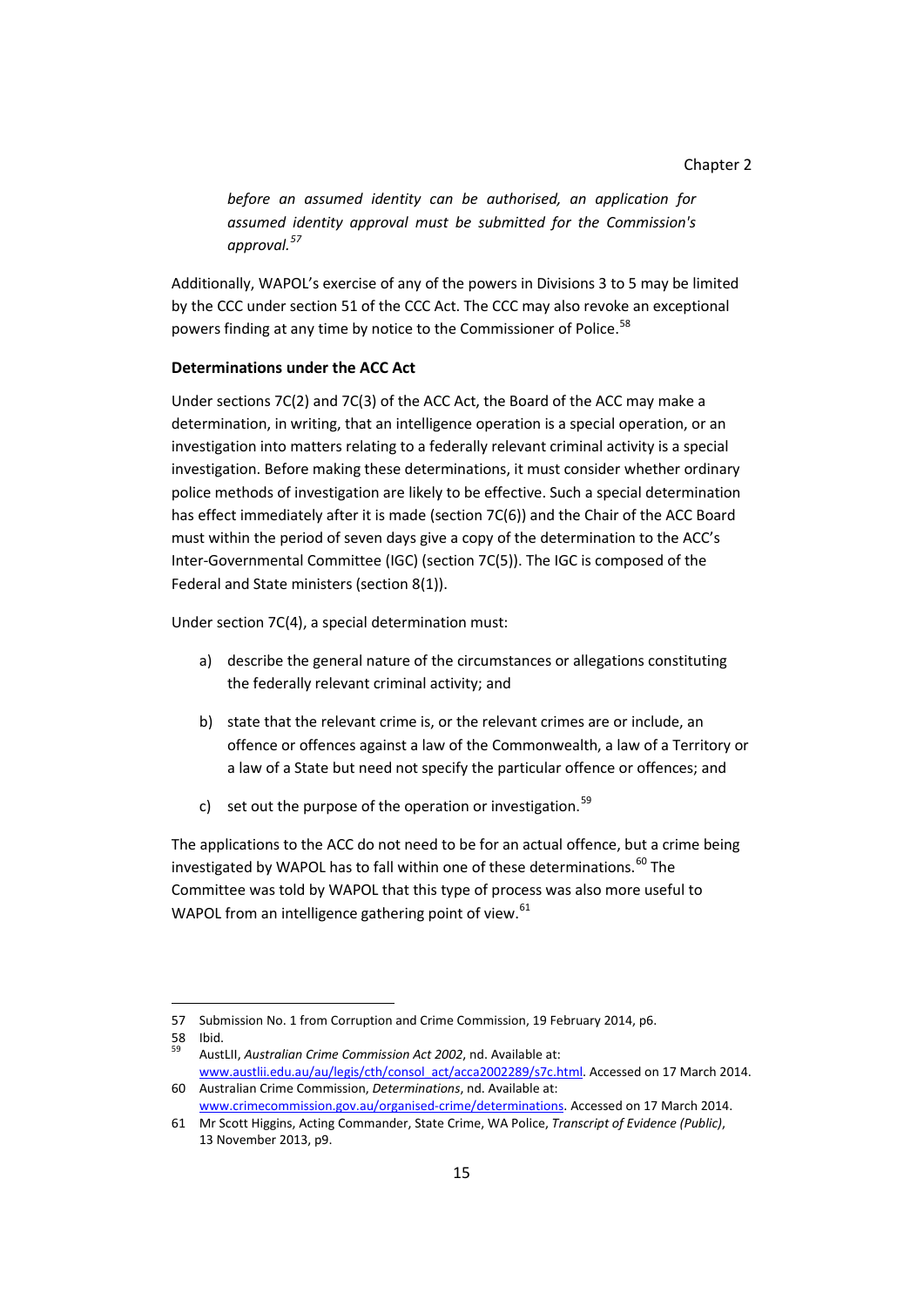*before an assumed identity can be authorised, an application for assumed identity approval must be submitted for the Commission's approval.*[57]

Additionally, WAPOL's exercise of any of the powers in Divisions 3 to 5 may be limited by the CCC under section 51 of the CCC Act. The CCC may also revoke an exceptional powers finding at any time by notice to the Commissioner of Police.[58]

**Determinations under the ACC Act**

Under sections 7C(2) and 7C(3) of the ACC Act, the Board of the ACC may make a determination, in writing, that an intelligence operation is a special operation, or an investigation into matters relating to a federally relevant criminal activity is a special investigation. Before making these determinations, it must consider whether ordinary police methods of investigation are likely to be effective. Such a special determination has effect immediately after it is made (section 7C(6)) and the Chair of the ACC Board must within the period of seven days give a copy of the determination to the ACC's Inter-Governmental Committee (IGC) (section 7C(5)). The IGC is composed of the Federal and State ministers (section 8(1)).

Under section 7C(4), a special determination must:

a) describe the general nature of the circumstances or allegations constituting the federally relevant criminal activity; and

b) state that the relevant crime is, or the relevant crimes are or include, an offence or offences against a law of the Commonwealth, a law of a Territory or a law of a State but need not specify the particular offence or offences; and

c) set out the purpose of the operation or investigation.[59]

The applications to the ACC do not need to be for an actual offence, but a crime being investigated by WAPOL has to fall within one of these determinations.[60] The Committee was told by WAPOL that this type of process was also more useful to WAPOL from an intelligence gathering point of view.[61]

---

57 Submission No. 1 from Corruption and Crime Commission, 19 February 2014, p6.

58 Ibid.

59 AustLII, *Australian Crime Commission Act 2002*, nd. Available at: www.austlii.edu.au/au/legis/cth/consol_act/acca2002289/s7c.html. Accessed on 17 March 2014.

60 Australian Crime Commission, *Determinations*, nd. Available at: www.crimecommission.gov.au/organised-crime/determinations. Accessed on 17 March 2014.

61 Mr Scott Higgins, Acting Commander, State Crime, WA Police, *Transcript of Evidence (Public)*, 13 November 2013, p9.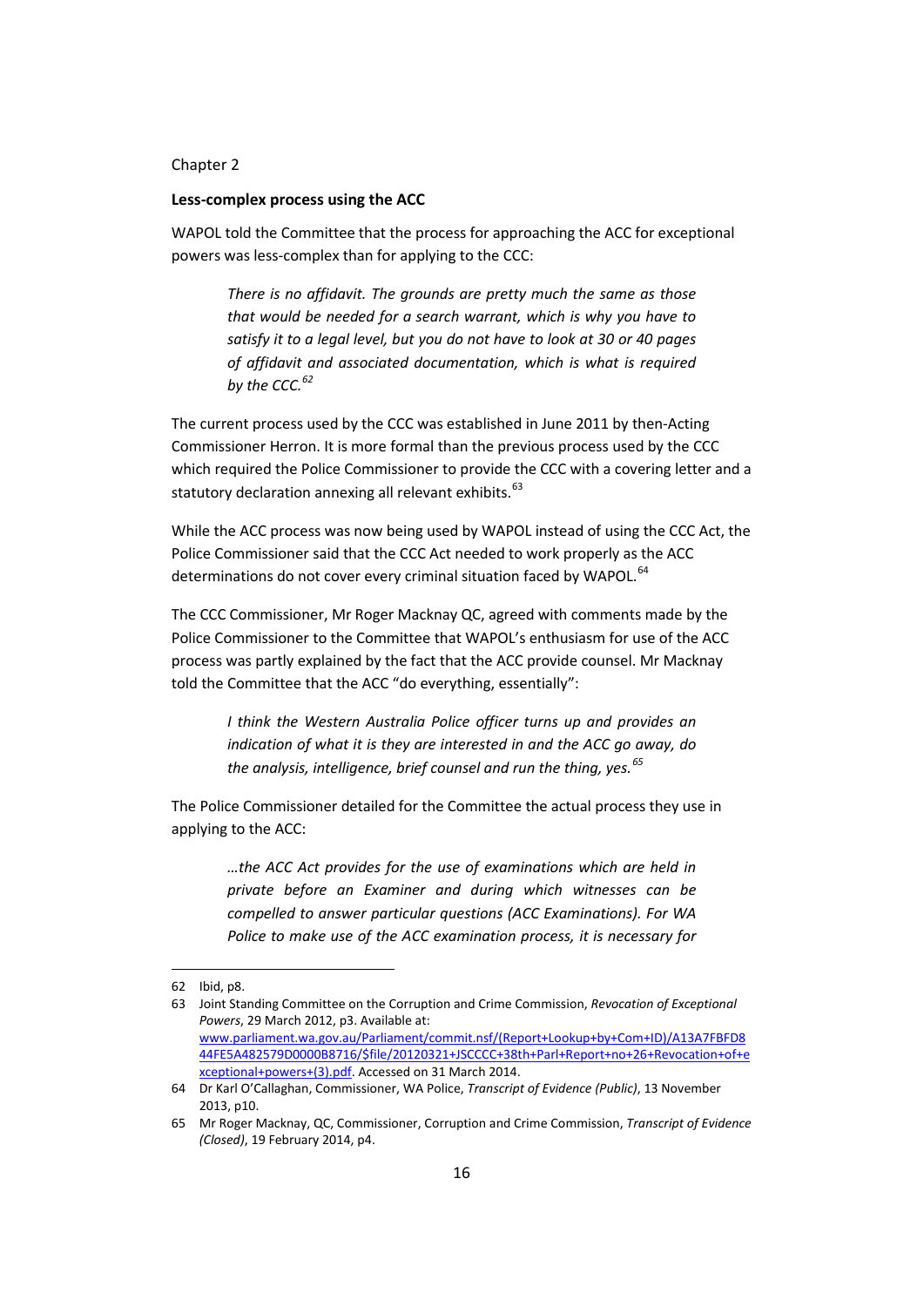Chapter 2

**Less-complex process using the ACC**

WAPOL told the Committee that the process for approaching the ACC for exceptional powers was less-complex than for applying to the CCC:

> *There is no affidavit. The grounds are pretty much the same as those that would be needed for a search warrant, which is why you have to satisfy it to a legal level, but you do not have to look at 30 or 40 pages of affidavit and associated documentation, which is what is required by the CCC.*[62]

The current process used by the CCC was established in June 2011 by then-Acting Commissioner Herron. It is more formal than the previous process used by the CCC which required the Police Commissioner to provide the CCC with a covering letter and a statutory declaration annexing all relevant exhibits.[63]

While the ACC process was now being used by WAPOL instead of using the CCC Act, the Police Commissioner said that the CCC Act needed to work properly as the ACC determinations do not cover every criminal situation faced by WAPOL.[64]

The CCC Commissioner, Mr Roger Macknay QC, agreed with comments made by the Police Commissioner to the Committee that WAPOL's enthusiasm for use of the ACC process was partly explained by the fact that the ACC provide counsel. Mr Macknay told the Committee that the ACC "do everything, essentially":

> *I think the Western Australia Police officer turns up and provides an indication of what it is they are interested in and the ACC go away, do the analysis, intelligence, brief counsel and run the thing, yes.*[65]

The Police Commissioner detailed for the Committee the actual process they use in applying to the ACC:

> *…the ACC Act provides for the use of examinations which are held in private before an Examiner and during which witnesses can be compelled to answer particular questions (ACC Examinations). For WA Police to make use of the ACC examination process, it is necessary for*

---

62 Ibid, p8.

63 Joint Standing Committee on the Corruption and Crime Commission, *Revocation of Exceptional Powers*, 29 March 2012, p3. Available at: www.parliament.wa.gov.au/Parliament/commit.nsf/(Report+Lookup+by+Com+ID)/A13A7FBFD844FE5A482579D0000B8716/$file/20120321+JSCCCC+38th+Parl+Report+no+26+Revocation+of+exceptional+powers+(3).pdf. Accessed on 31 March 2014.

64 Dr Karl O'Callaghan, Commissioner, WA Police, *Transcript of Evidence (Public)*, 13 November 2013, p10.

65 Mr Roger Macknay, QC, Commissioner, Corruption and Crime Commission, *Transcript of Evidence (Closed)*, 19 February 2014, p4.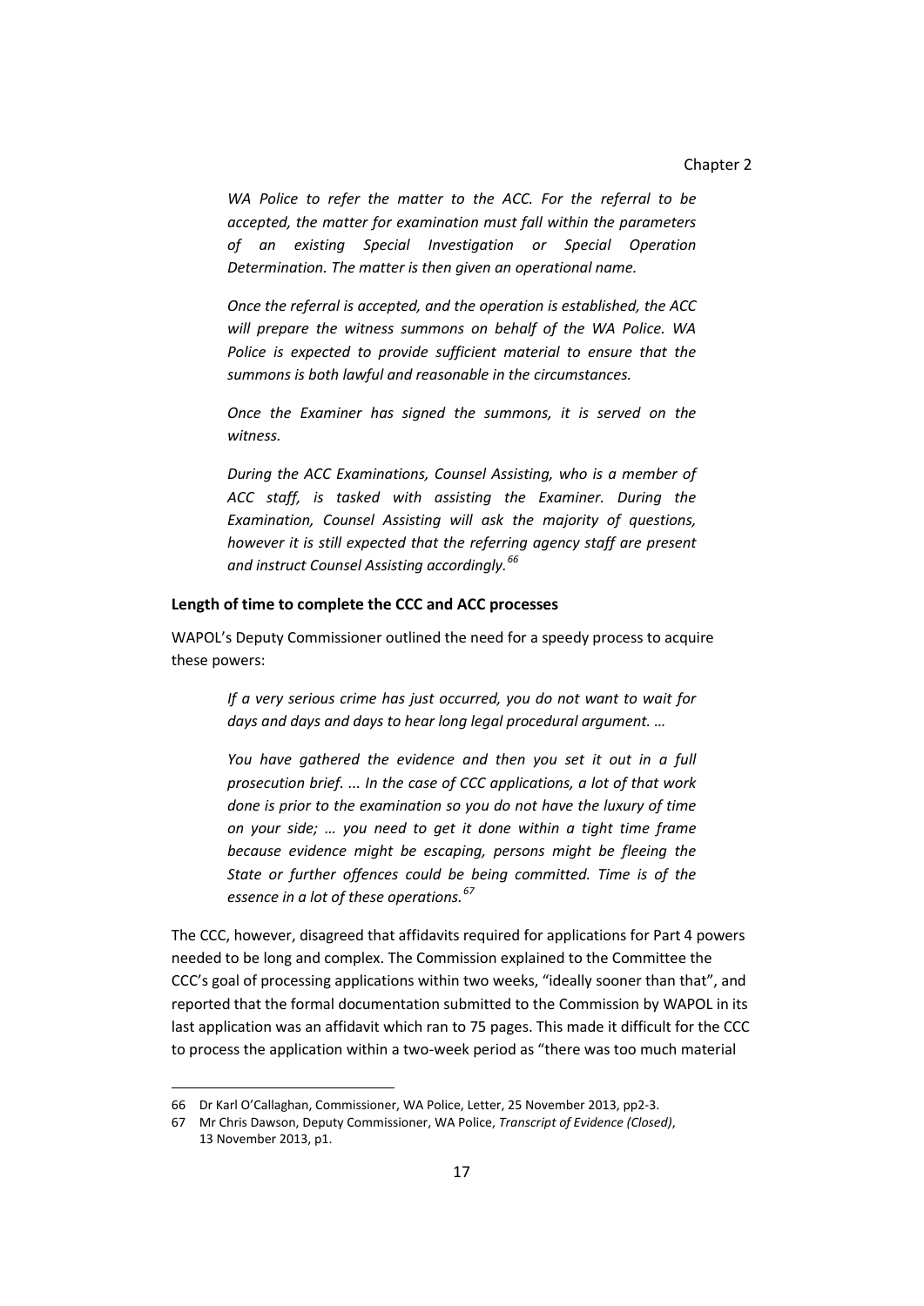*WA Police to refer the matter to the ACC. For the referral to be accepted, the matter for examination must fall within the parameters of an existing Special Investigation or Special Operation Determination. The matter is then given an operational name.*

*Once the referral is accepted, and the operation is established, the ACC will prepare the witness summons on behalf of the WA Police. WA Police is expected to provide sufficient material to ensure that the summons is both lawful and reasonable in the circumstances.*

*Once the Examiner has signed the summons, it is served on the witness.*

*During the ACC Examinations, Counsel Assisting, who is a member of ACC staff, is tasked with assisting the Examiner. During the Examination, Counsel Assisting will ask the majority of questions, however it is still expected that the referring agency staff are present and instruct Counsel Assisting accordingly.*[66]

#### Length of time to complete the CCC and ACC processes

WAPOL's Deputy Commissioner outlined the need for a speedy process to acquire these powers:

> *If a very serious crime has just occurred, you do not want to wait for days and days and days to hear long legal procedural argument. …*
>
> *You have gathered the evidence and then you set it out in a full prosecution brief. ... In the case of CCC applications, a lot of that work done is prior to the examination so you do not have the luxury of time on your side; … you need to get it done within a tight time frame because evidence might be escaping, persons might be fleeing the State or further offences could be being committed. Time is of the essence in a lot of these operations.*[67]

The CCC, however, disagreed that affidavits required for applications for Part 4 powers needed to be long and complex. The Commission explained to the Committee the CCC's goal of processing applications within two weeks, "ideally sooner than that", and reported that the formal documentation submitted to the Commission by WAPOL in its last application was an affidavit which ran to 75 pages. This made it difficult for the CCC to process the application within a two-week period as "there was too much material

---

66 Dr Karl O'Callaghan, Commissioner, WA Police, Letter, 25 November 2013, pp2-3.

67 Mr Chris Dawson, Deputy Commissioner, WA Police, *Transcript of Evidence (Closed)*, 13 November 2013, p1.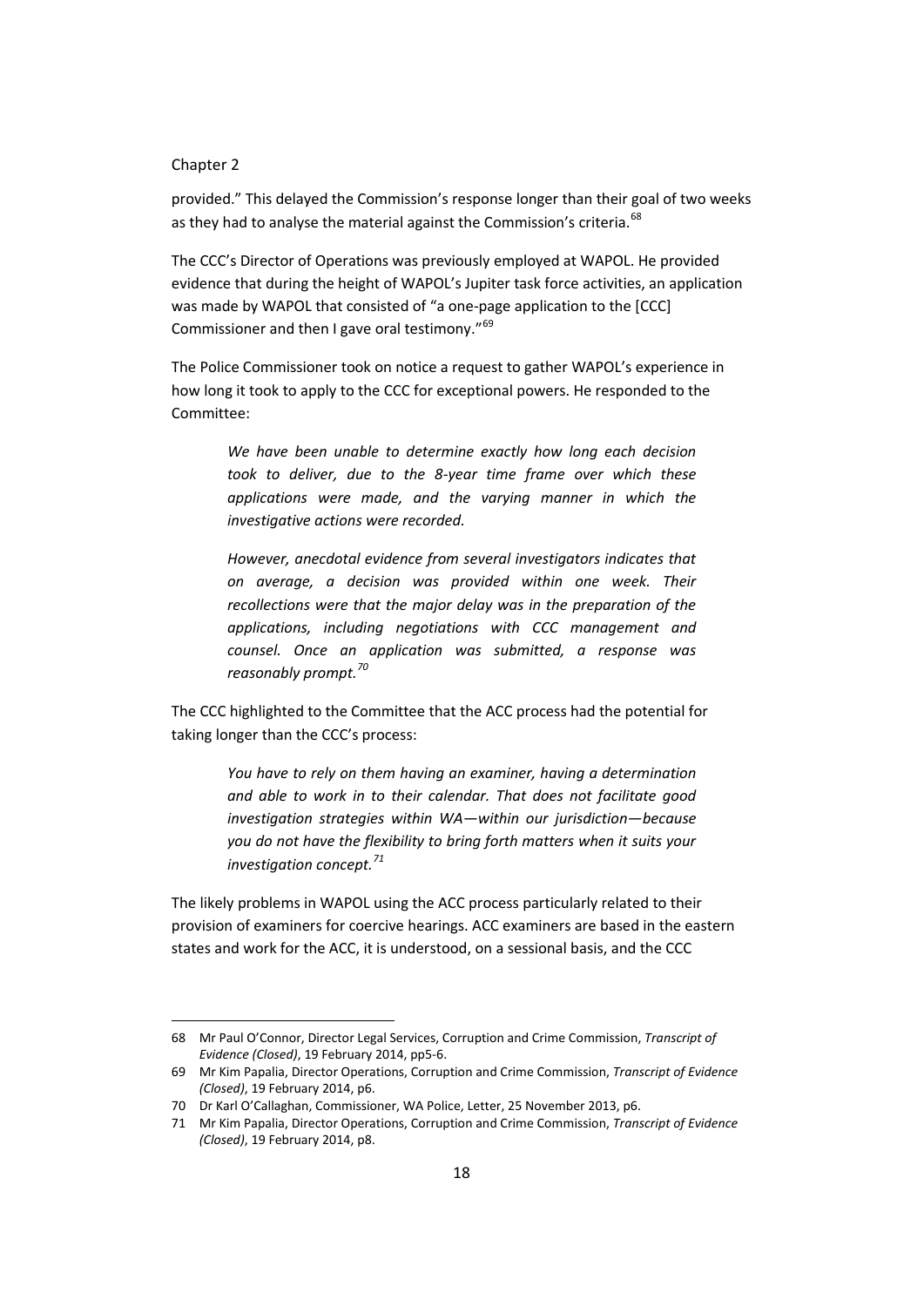provided." This delayed the Commission's response longer than their goal of two weeks as they had to analyse the material against the Commission's criteria.[68]

The CCC's Director of Operations was previously employed at WAPOL. He provided evidence that during the height of WAPOL's Jupiter task force activities, an application was made by WAPOL that consisted of "a one-page application to the [CCC] Commissioner and then I gave oral testimony."[69]

The Police Commissioner took on notice a request to gather WAPOL's experience in how long it took to apply to the CCC for exceptional powers. He responded to the Committee:

> *We have been unable to determine exactly how long each decision took to deliver, due to the 8-year time frame over which these applications were made, and the varying manner in which the investigative actions were recorded.*
>
> *However, anecdotal evidence from several investigators indicates that on average, a decision was provided within one week. Their recollections were that the major delay was in the preparation of the applications, including negotiations with CCC management and counsel. Once an application was submitted, a response was reasonably prompt.*[70]

The CCC highlighted to the Committee that the ACC process had the potential for taking longer than the CCC's process:

> *You have to rely on them having an examiner, having a determination and able to work in to their calendar. That does not facilitate good investigation strategies within WA—within our jurisdiction—because you do not have the flexibility to bring forth matters when it suits your investigation concept.*[71]

The likely problems in WAPOL using the ACC process particularly related to their provision of examiners for coercive hearings. ACC examiners are based in the eastern states and work for the ACC, it is understood, on a sessional basis, and the CCC

---

68 Mr Paul O'Connor, Director Legal Services, Corruption and Crime Commission, *Transcript of Evidence (Closed)*, 19 February 2014, pp5-6.

69 Mr Kim Papalia, Director Operations, Corruption and Crime Commission, *Transcript of Evidence (Closed)*, 19 February 2014, p6.

70 Dr Karl O'Callaghan, Commissioner, WA Police, Letter, 25 November 2013, p6.

71 Mr Kim Papalia, Director Operations, Corruption and Crime Commission, *Transcript of Evidence (Closed)*, 19 February 2014, p8.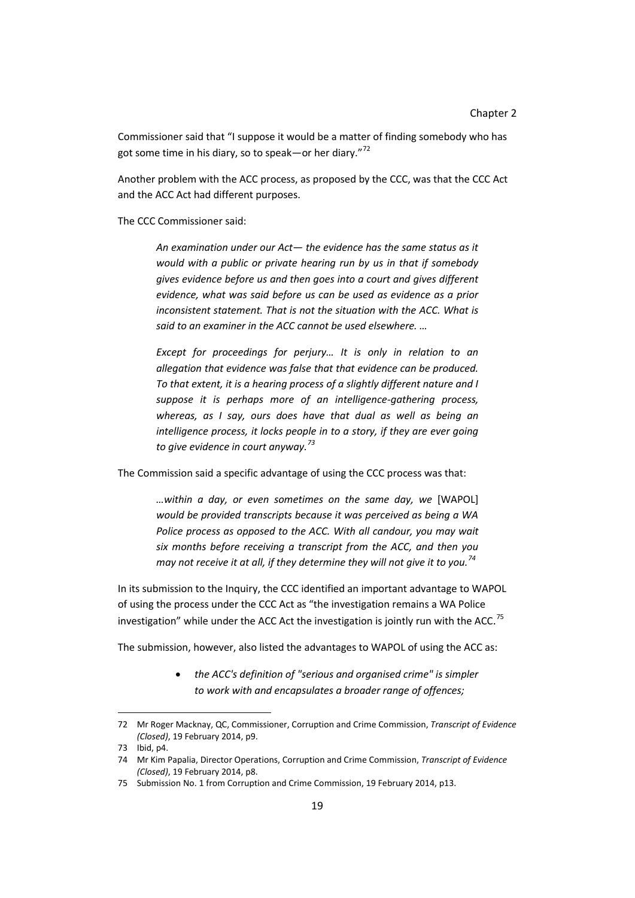Commissioner said that "I suppose it would be a matter of finding somebody who has got some time in his diary, so to speak—or her diary."[72]

Another problem with the ACC process, as proposed by the CCC, was that the CCC Act and the ACC Act had different purposes.

The CCC Commissioner said:

> *An examination under our Act— the evidence has the same status as it would with a public or private hearing run by us in that if somebody gives evidence before us and then goes into a court and gives different evidence, what was said before us can be used as evidence as a prior inconsistent statement. That is not the situation with the ACC. What is said to an examiner in the ACC cannot be used elsewhere. …*
>
> *Except for proceedings for perjury… It is only in relation to an allegation that evidence was false that that evidence can be produced. To that extent, it is a hearing process of a slightly different nature and I suppose it is perhaps more of an intelligence-gathering process, whereas, as I say, ours does have that dual as well as being an intelligence process, it locks people in to a story, if they are ever going to give evidence in court anyway.*[73]

The Commission said a specific advantage of using the CCC process was that:

> *…within a day, or even sometimes on the same day, we* [WAPOL] *would be provided transcripts because it was perceived as being a WA Police process as opposed to the ACC. With all candour, you may wait six months before receiving a transcript from the ACC, and then you may not receive it at all, if they determine they will not give it to you.*[74]

In its submission to the Inquiry, the CCC identified an important advantage to WAPOL of using the process under the CCC Act as "the investigation remains a WA Police investigation" while under the ACC Act the investigation is jointly run with the ACC.[75]

The submission, however, also listed the advantages to WAPOL of using the ACC as:

- *the ACC's definition of "serious and organised crime" is simpler to work with and encapsulates a broader range of offences;*

---

72 Mr Roger Macknay, QC, Commissioner, Corruption and Crime Commission, *Transcript of Evidence (Closed)*, 19 February 2014, p9.

73 Ibid, p4.

74 Mr Kim Papalia, Director Operations, Corruption and Crime Commission, *Transcript of Evidence (Closed)*, 19 February 2014, p8.

75 Submission No. 1 from Corruption and Crime Commission, 19 February 2014, p13.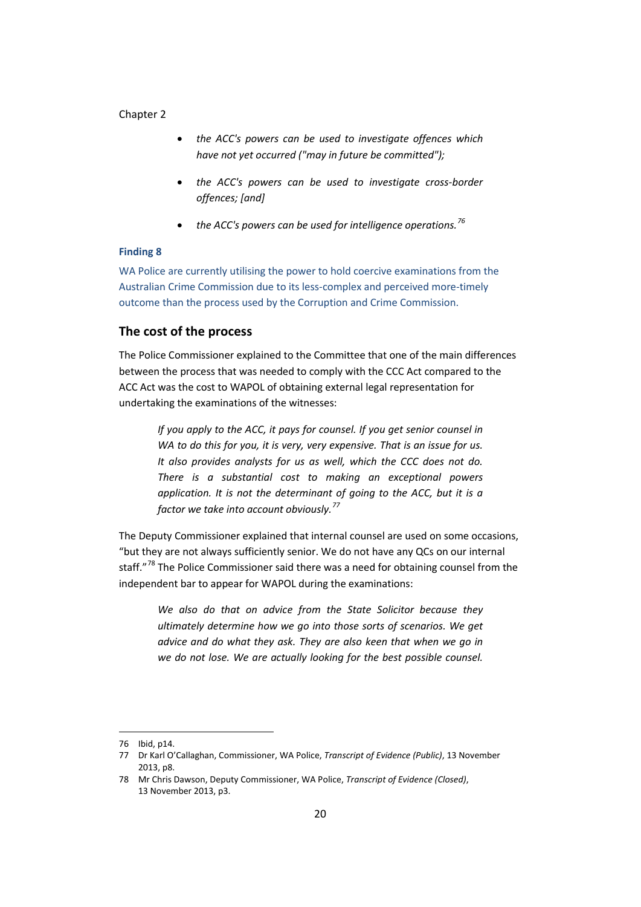- *the ACC's powers can be used to investigate offences which have not yet occurred ("may in future be committed");*
- *the ACC's powers can be used to investigate cross-border offences; [and]*
- *the ACC's powers can be used for intelligence operations.*[76]

**Finding 8**

WA Police are currently utilising the power to hold coercive examinations from the Australian Crime Commission due to its less-complex and perceived more-timely outcome than the process used by the Corruption and Crime Commission.

## The cost of the process

The Police Commissioner explained to the Committee that one of the main differences between the process that was needed to comply with the CCC Act compared to the ACC Act was the cost to WAPOL of obtaining external legal representation for undertaking the examinations of the witnesses:

> *If you apply to the ACC, it pays for counsel. If you get senior counsel in WA to do this for you, it is very, very expensive. That is an issue for us. It also provides analysts for us as well, which the CCC does not do. There is a substantial cost to making an exceptional powers application. It is not the determinant of going to the ACC, but it is a factor we take into account obviously.*[77]

The Deputy Commissioner explained that internal counsel are used on some occasions, "but they are not always sufficiently senior. We do not have any QCs on our internal staff."[78] The Police Commissioner said there was a need for obtaining counsel from the independent bar to appear for WAPOL during the examinations:

> *We also do that on advice from the State Solicitor because they ultimately determine how we go into those sorts of scenarios. We get advice and do what they ask. They are also keen that when we go in we do not lose. We are actually looking for the best possible counsel.*

---

76 Ibid, p14.

77 Dr Karl O'Callaghan, Commissioner, WA Police, *Transcript of Evidence (Public)*, 13 November 2013, p8.

78 Mr Chris Dawson, Deputy Commissioner, WA Police, *Transcript of Evidence (Closed)*, 13 November 2013, p3.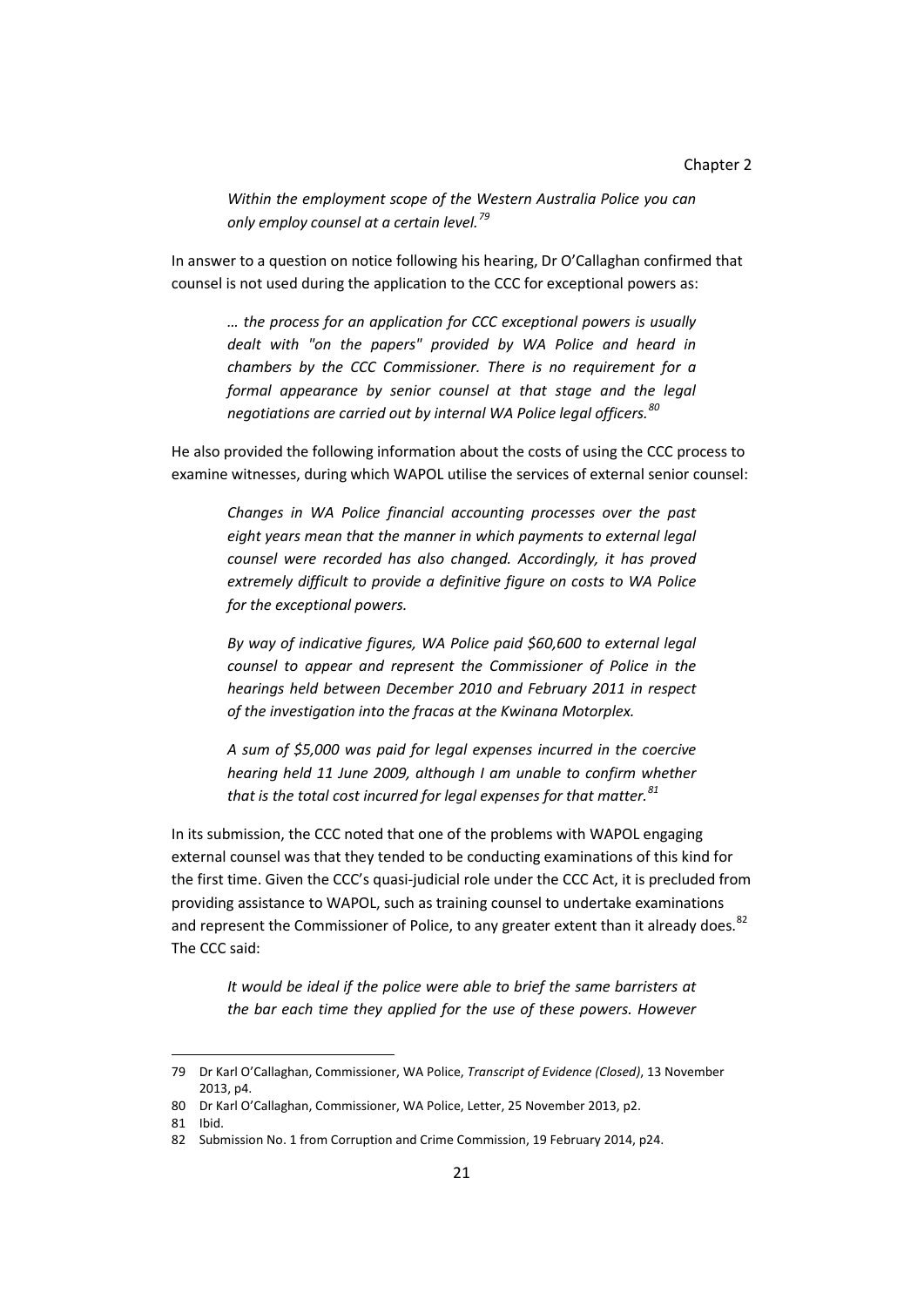> *Within the employment scope of the Western Australia Police you can only employ counsel at a certain level.*[79]

In answer to a question on notice following his hearing, Dr O'Callaghan confirmed that counsel is not used during the application to the CCC for exceptional powers as:

> *… the process for an application for CCC exceptional powers is usually dealt with "on the papers" provided by WA Police and heard in chambers by the CCC Commissioner. There is no requirement for a formal appearance by senior counsel at that stage and the legal negotiations are carried out by internal WA Police legal officers.*[80]

He also provided the following information about the costs of using the CCC process to examine witnesses, during which WAPOL utilise the services of external senior counsel:

> *Changes in WA Police financial accounting processes over the past eight years mean that the manner in which payments to external legal counsel were recorded has also changed. Accordingly, it has proved extremely difficult to provide a definitive figure on costs to WA Police for the exceptional powers.*
>
> *By way of indicative figures, WA Police paid $60,600 to external legal counsel to appear and represent the Commissioner of Police in the hearings held between December 2010 and February 2011 in respect of the investigation into the fracas at the Kwinana Motorplex.*
>
> *A sum of $5,000 was paid for legal expenses incurred in the coercive hearing held 11 June 2009, although I am unable to confirm whether that is the total cost incurred for legal expenses for that matter.*[81]

In its submission, the CCC noted that one of the problems with WAPOL engaging external counsel was that they tended to be conducting examinations of this kind for the first time. Given the CCC's quasi-judicial role under the CCC Act, it is precluded from providing assistance to WAPOL, such as training counsel to undertake examinations and represent the Commissioner of Police, to any greater extent than it already does.[82] The CCC said:

> *It would be ideal if the police were able to brief the same barristers at the bar each time they applied for the use of these powers. However*

---

79 Dr Karl O'Callaghan, Commissioner, WA Police, *Transcript of Evidence (Closed)*, 13 November 2013, p4.

80 Dr Karl O'Callaghan, Commissioner, WA Police, Letter, 25 November 2013, p2.

81 Ibid.

82 Submission No. 1 from Corruption and Crime Commission, 19 February 2014, p24.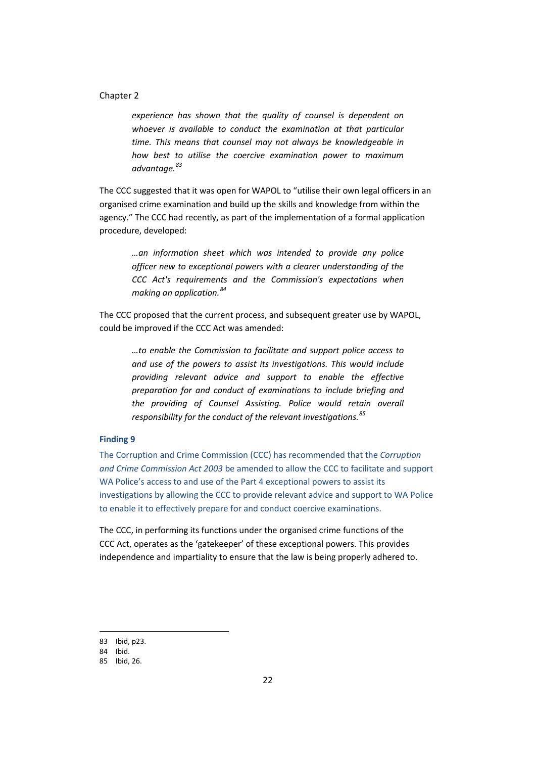> *experience has shown that the quality of counsel is dependent on whoever is available to conduct the examination at that particular time. This means that counsel may not always be knowledgeable in how best to utilise the coercive examination power to maximum advantage.*[83]

The CCC suggested that it was open for WAPOL to "utilise their own legal officers in an organised crime examination and build up the skills and knowledge from within the agency." The CCC had recently, as part of the implementation of a formal application procedure, developed:

> *…an information sheet which was intended to provide any police officer new to exceptional powers with a clearer understanding of the CCC Act's requirements and the Commission's expectations when making an application.*[84]

The CCC proposed that the current process, and subsequent greater use by WAPOL, could be improved if the CCC Act was amended:

> *…to enable the Commission to facilitate and support police access to and use of the powers to assist its investigations. This would include providing relevant advice and support to enable the effective preparation for and conduct of examinations to include briefing and the providing of Counsel Assisting. Police would retain overall responsibility for the conduct of the relevant investigations.*[85]

**Finding 9**

The Corruption and Crime Commission (CCC) has recommended that the *Corruption and Crime Commission Act 2003* be amended to allow the CCC to facilitate and support WA Police's access to and use of the Part 4 exceptional powers to assist its investigations by allowing the CCC to provide relevant advice and support to WA Police to enable it to effectively prepare for and conduct coercive examinations.

The CCC, in performing its functions under the organised crime functions of the CCC Act, operates as the 'gatekeeper' of these exceptional powers. This provides independence and impartiality to ensure that the law is being properly adhered to.

---

83 Ibid, p23.

84 Ibid.

85 Ibid, 26.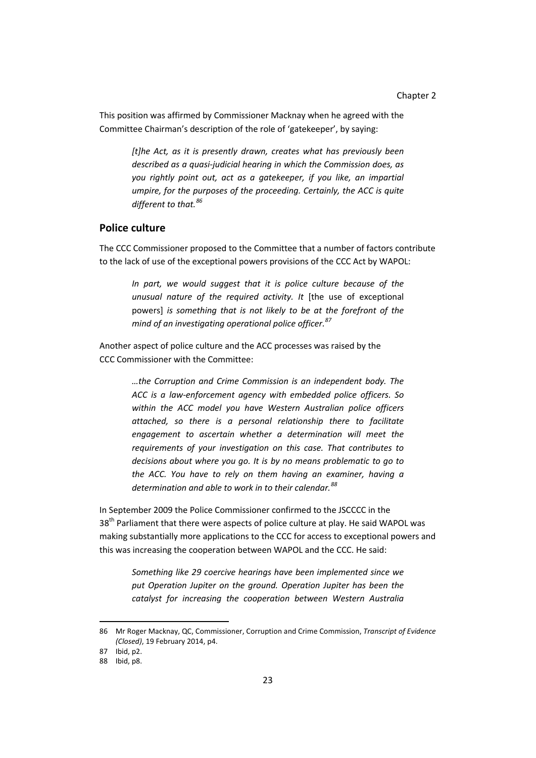This position was affirmed by Commissioner Macknay when he agreed with the Committee Chairman's description of the role of 'gatekeeper', by saying:

> *[t]he Act, as it is presently drawn, creates what has previously been described as a quasi-judicial hearing in which the Commission does, as you rightly point out, act as a gatekeeper, if you like, an impartial umpire, for the purposes of the proceeding. Certainly, the ACC is quite different to that.*[86]

## Police culture

The CCC Commissioner proposed to the Committee that a number of factors contribute to the lack of use of the exceptional powers provisions of the CCC Act by WAPOL:

> *In part, we would suggest that it is police culture because of the unusual nature of the required activity. It* [the use of exceptional powers] *is something that is not likely to be at the forefront of the mind of an investigating operational police officer.*[87]

Another aspect of police culture and the ACC processes was raised by the CCC Commissioner with the Committee:

> *…the Corruption and Crime Commission is an independent body. The ACC is a law-enforcement agency with embedded police officers. So within the ACC model you have Western Australian police officers attached, so there is a personal relationship there to facilitate engagement to ascertain whether a determination will meet the requirements of your investigation on this case. That contributes to decisions about where you go. It is by no means problematic to go to the ACC. You have to rely on them having an examiner, having a determination and able to work in to their calendar.*[88]

In September 2009 the Police Commissioner confirmed to the JSCCCC in the 38th Parliament that there were aspects of police culture at play. He said WAPOL was making substantially more applications to the CCC for access to exceptional powers and this was increasing the cooperation between WAPOL and the CCC. He said:

> *Something like 29 coercive hearings have been implemented since we put Operation Jupiter on the ground. Operation Jupiter has been the catalyst for increasing the cooperation between Western Australia*

---

86 Mr Roger Macknay, QC, Commissioner, Corruption and Crime Commission, *Transcript of Evidence (Closed)*, 19 February 2014, p4.

87 Ibid, p2.

88 Ibid, p8.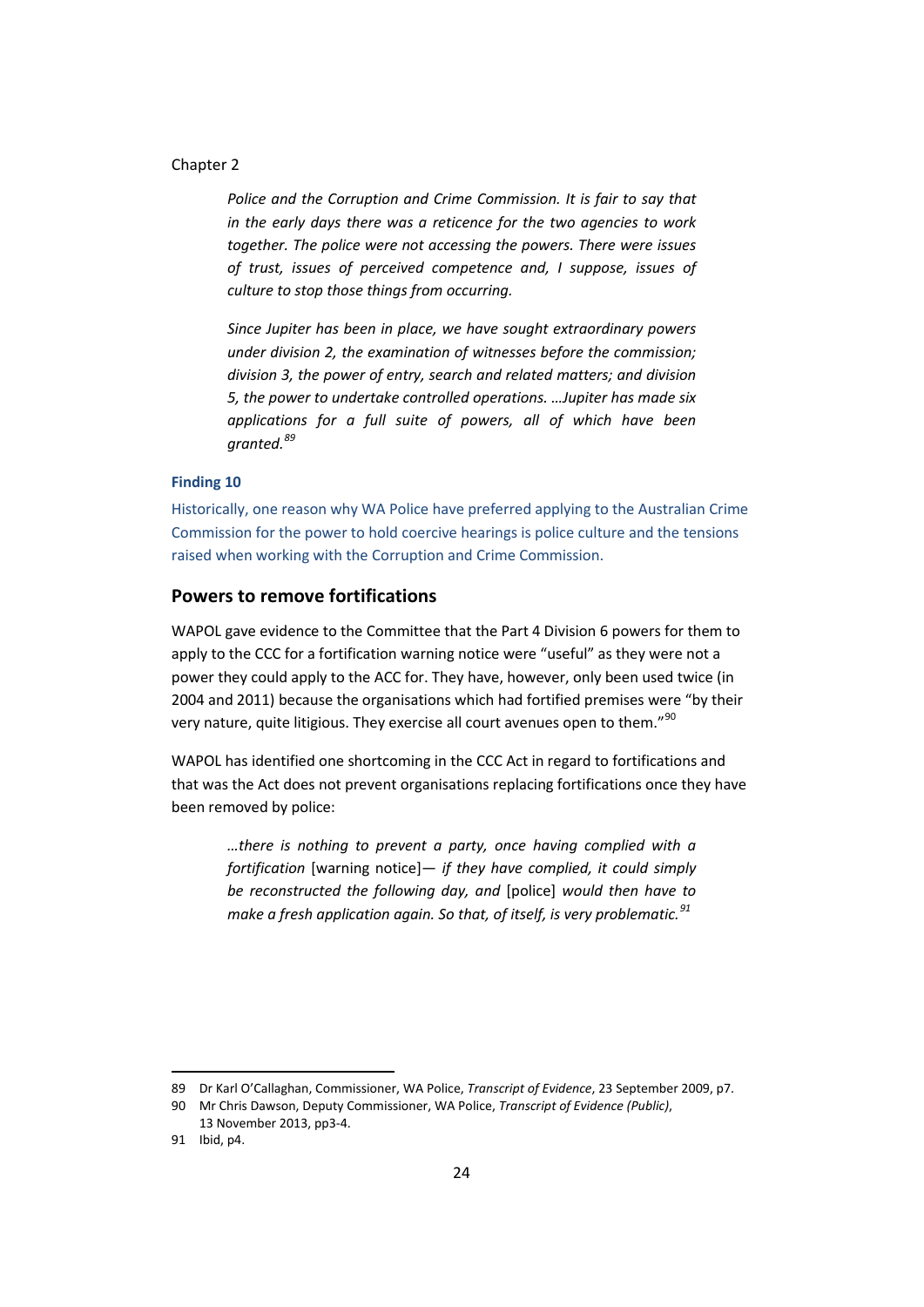*Police and the Corruption and Crime Commission. It is fair to say that in the early days there was a reticence for the two agencies to work together. The police were not accessing the powers. There were issues of trust, issues of perceived competence and, I suppose, issues of culture to stop those things from occurring.*

*Since Jupiter has been in place, we have sought extraordinary powers under division 2, the examination of witnesses before the commission; division 3, the power of entry, search and related matters; and division 5, the power to undertake controlled operations. …Jupiter has made six applications for a full suite of powers, all of which have been granted.*[89]

**Finding 10**

Historically, one reason why WA Police have preferred applying to the Australian Crime Commission for the power to hold coercive hearings is police culture and the tensions raised when working with the Corruption and Crime Commission.

## Powers to remove fortifications

WAPOL gave evidence to the Committee that the Part 4 Division 6 powers for them to apply to the CCC for a fortification warning notice were "useful" as they were not a power they could apply to the ACC for. They have, however, only been used twice (in 2004 and 2011) because the organisations which had fortified premises were "by their very nature, quite litigious. They exercise all court avenues open to them."[90]

WAPOL has identified one shortcoming in the CCC Act in regard to fortifications and that was the Act does not prevent organisations replacing fortifications once they have been removed by police:

> *…there is nothing to prevent a party, once having complied with a fortification* [warning notice]— *if they have complied, it could simply be reconstructed the following day, and* [police] *would then have to make a fresh application again. So that, of itself, is very problematic.*[91]

---

89 Dr Karl O'Callaghan, Commissioner, WA Police, *Transcript of Evidence*, 23 September 2009, p7.

90 Mr Chris Dawson, Deputy Commissioner, WA Police, *Transcript of Evidence (Public)*, 13 November 2013, pp3-4.

91 Ibid, p4.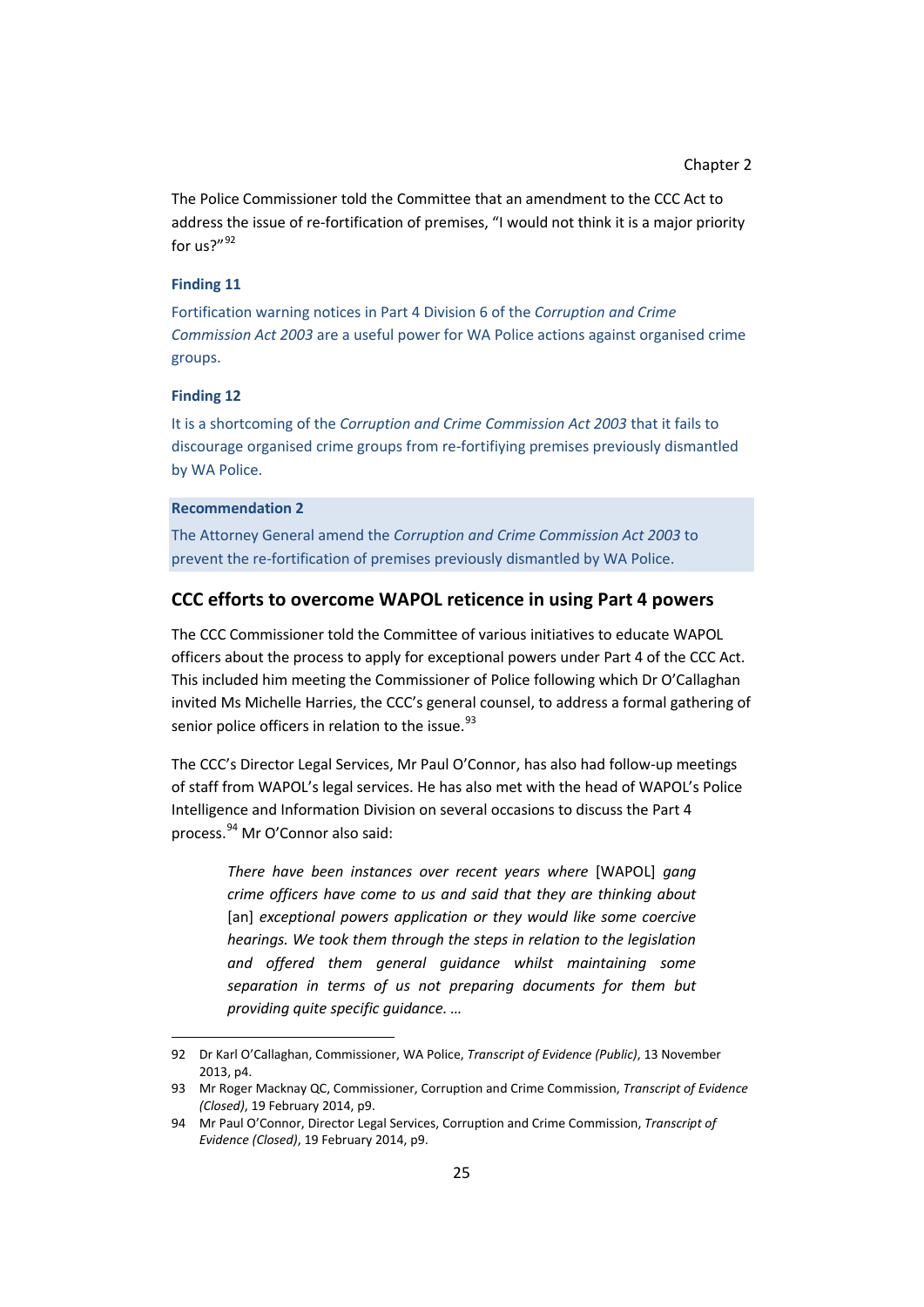The Police Commissioner told the Committee that an amendment to the CCC Act to address the issue of re-fortification of premises, "I would not think it is a major priority for us?"[92]

**Finding 11**

Fortification warning notices in Part 4 Division 6 of the *Corruption and Crime Commission Act 2003* are a useful power for WA Police actions against organised crime groups.

**Finding 12**

It is a shortcoming of the *Corruption and Crime Commission Act 2003* that it fails to discourage organised crime groups from re-fortifiying premises previously dismantled by WA Police.

**Recommendation 2**

The Attorney General amend the *Corruption and Crime Commission Act 2003* to prevent the re-fortification of premises previously dismantled by WA Police.

## CCC efforts to overcome WAPOL reticence in using Part 4 powers

The CCC Commissioner told the Committee of various initiatives to educate WAPOL officers about the process to apply for exceptional powers under Part 4 of the CCC Act. This included him meeting the Commissioner of Police following which Dr O'Callaghan invited Ms Michelle Harries, the CCC's general counsel, to address a formal gathering of senior police officers in relation to the issue.[93]

The CCC's Director Legal Services, Mr Paul O'Connor, has also had follow-up meetings of staff from WAPOL's legal services. He has also met with the head of WAPOL's Police Intelligence and Information Division on several occasions to discuss the Part 4 process.[94] Mr O'Connor also said:

> *There have been instances over recent years where* [WAPOL] *gang crime officers have come to us and said that they are thinking about* [an] *exceptional powers application or they would like some coercive hearings. We took them through the steps in relation to the legislation and offered them general guidance whilst maintaining some separation in terms of us not preparing documents for them but providing quite specific guidance. …*

---

92 Dr Karl O'Callaghan, Commissioner, WA Police, *Transcript of Evidence (Public)*, 13 November 2013, p4.

93 Mr Roger Macknay QC, Commissioner, Corruption and Crime Commission, *Transcript of Evidence (Closed)*, 19 February 2014, p9.

94 Mr Paul O'Connor, Director Legal Services, Corruption and Crime Commission, *Transcript of Evidence (Closed)*, 19 February 2014, p9.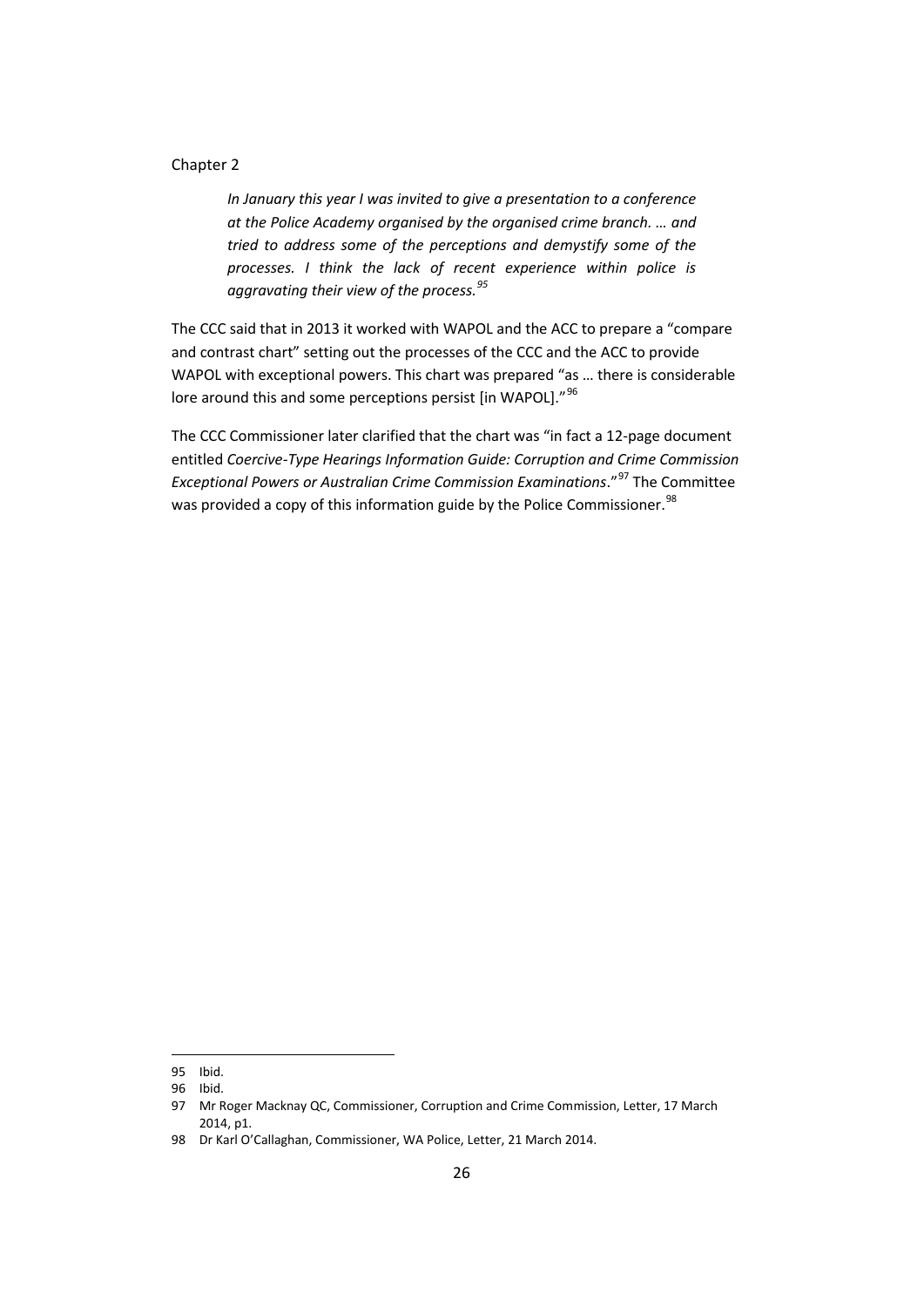> *In January this year I was invited to give a presentation to a conference at the Police Academy organised by the organised crime branch. … and tried to address some of the perceptions and demystify some of the processes. I think the lack of recent experience within police is aggravating their view of the process.*[95]

The CCC said that in 2013 it worked with WAPOL and the ACC to prepare a "compare and contrast chart" setting out the processes of the CCC and the ACC to provide WAPOL with exceptional powers. This chart was prepared "as … there is considerable lore around this and some perceptions persist [in WAPOL]."[96]

The CCC Commissioner later clarified that the chart was "in fact a 12-page document entitled *Coercive-Type Hearings Information Guide: Corruption and Crime Commission Exceptional Powers or Australian Crime Commission Examinations*."[97] The Committee was provided a copy of this information guide by the Police Commissioner.[98]

---

95 Ibid.

96 Ibid.

97 Mr Roger Macknay QC, Commissioner, Corruption and Crime Commission, Letter, 17 March 2014, p1.

98 Dr Karl O'Callaghan, Commissioner, WA Police, Letter, 21 March 2014.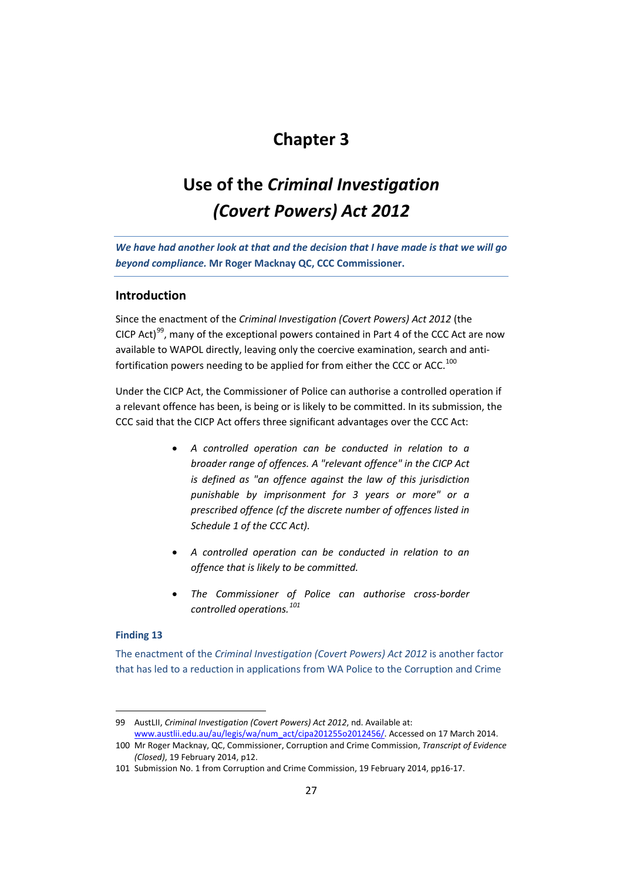# Chapter 3

# Use of the *Criminal Investigation (Covert Powers) Act 2012*

***We have had another look at that and the decision that I have made is that we will go beyond compliance.*** **Mr Roger Macknay QC, CCC Commissioner.**

## Introduction

Since the enactment of the *Criminal Investigation (Covert Powers) Act 2012* (the CICP Act)[99], many of the exceptional powers contained in Part 4 of the CCC Act are now available to WAPOL directly, leaving only the coercive examination, search and anti-fortification powers needing to be applied for from either the CCC or ACC.[100]

Under the CICP Act, the Commissioner of Police can authorise a controlled operation if a relevant offence has been, is being or is likely to be committed. In its submission, the CCC said that the CICP Act offers three significant advantages over the CCC Act:

- *A controlled operation can be conducted in relation to a broader range of offences. A "relevant offence" in the CICP Act is defined as "an offence against the law of this jurisdiction punishable by imprisonment for 3 years or more" or a prescribed offence (cf the discrete number of offences listed in Schedule 1 of the CCC Act).*
- *A controlled operation can be conducted in relation to an offence that is likely to be committed.*
- *The Commissioner of Police can authorise cross-border controlled operations.*[101]

### Finding 13

The enactment of the *Criminal Investigation (Covert Powers) Act 2012* is another factor that has led to a reduction in applications from WA Police to the Corruption and Crime

99 AustLII, *Criminal Investigation (Covert Powers) Act 2012*, nd. Available at: www.austlii.edu.au/au/legis/wa/num_act/cipa201255o2012456/. Accessed on 17 March 2014.

100 Mr Roger Macknay, QC, Commissioner, Corruption and Crime Commission, *Transcript of Evidence (Closed)*, 19 February 2014, p12.

101 Submission No. 1 from Corruption and Crime Commission, 19 February 2014, pp16-17.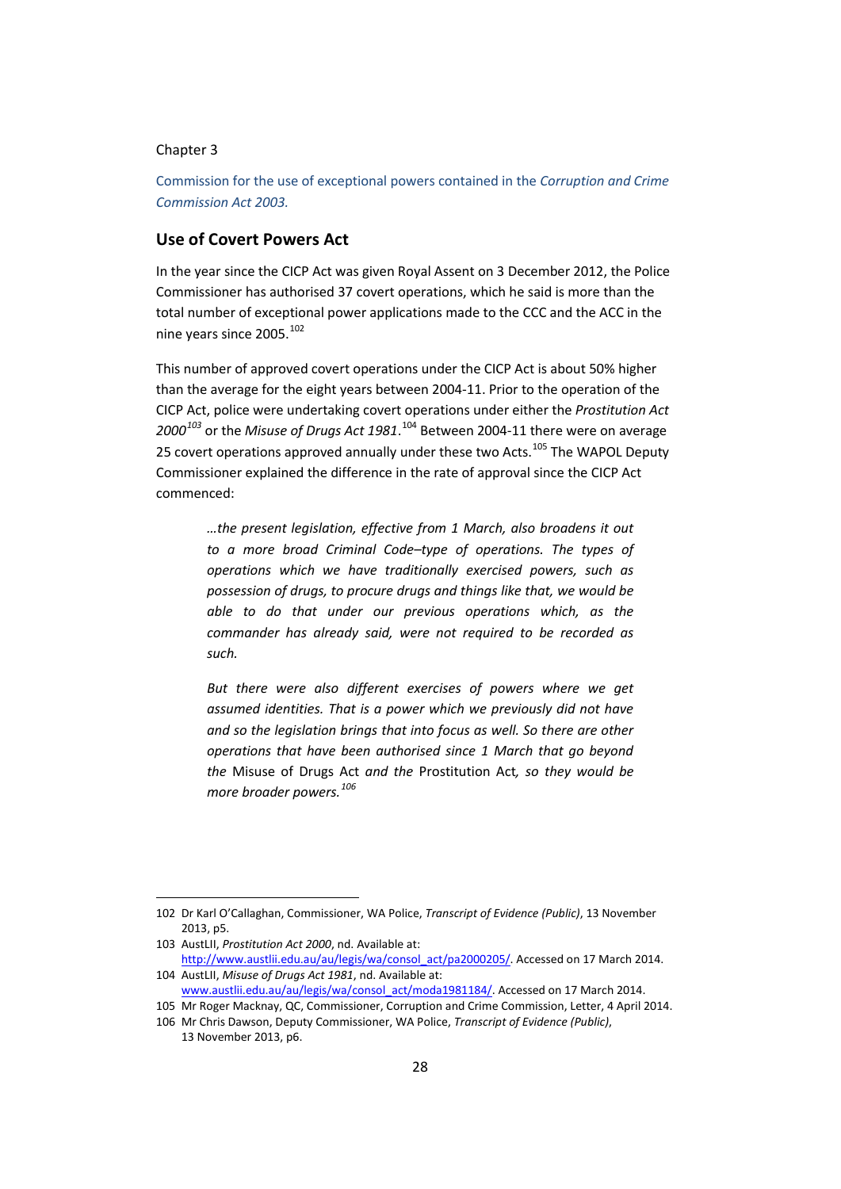Chapter 3

Commission for the use of exceptional powers contained in the *Corruption and Crime Commission Act 2003*.

## Use of Covert Powers Act

In the year since the CICP Act was given Royal Assent on 3 December 2012, the Police Commissioner has authorised 37 covert operations, which he said is more than the total number of exceptional power applications made to the CCC and the ACC in the nine years since 2005.[102]

This number of approved covert operations under the CICP Act is about 50% higher than the average for the eight years between 2004-11. Prior to the operation of the CICP Act, police were undertaking covert operations under either the *Prostitution Act 2000*[103] or the *Misuse of Drugs Act 1981*.[104] Between 2004-11 there were on average 25 covert operations approved annually under these two Acts.[105] The WAPOL Deputy Commissioner explained the difference in the rate of approval since the CICP Act commenced:

> *…the present legislation, effective from 1 March, also broadens it out to a more broad Criminal Code–type of operations. The types of operations which we have traditionally exercised powers, such as possession of drugs, to procure drugs and things like that, we would be able to do that under our previous operations which, as the commander has already said, were not required to be recorded as such.*
>
> *But there were also different exercises of powers where we get assumed identities. That is a power which we previously did not have and so the legislation brings that into focus as well. So there are other operations that have been authorised since 1 March that go beyond the* Misuse of Drugs Act *and the* Prostitution Act*, so they would be more broader powers.*[106]

---

102 Dr Karl O'Callaghan, Commissioner, WA Police, *Transcript of Evidence (Public)*, 13 November 2013, p5.

103 AustLII, *Prostitution Act 2000*, nd. Available at: http://www.austlii.edu.au/au/legis/wa/consol_act/pa2000205/. Accessed on 17 March 2014.

104 AustLII, *Misuse of Drugs Act 1981*, nd. Available at: www.austlii.edu.au/au/legis/wa/consol_act/moda1981184/. Accessed on 17 March 2014.

105 Mr Roger Macknay, QC, Commissioner, Corruption and Crime Commission, Letter, 4 April 2014.

106 Mr Chris Dawson, Deputy Commissioner, WA Police, *Transcript of Evidence (Public)*, 13 November 2013, p6.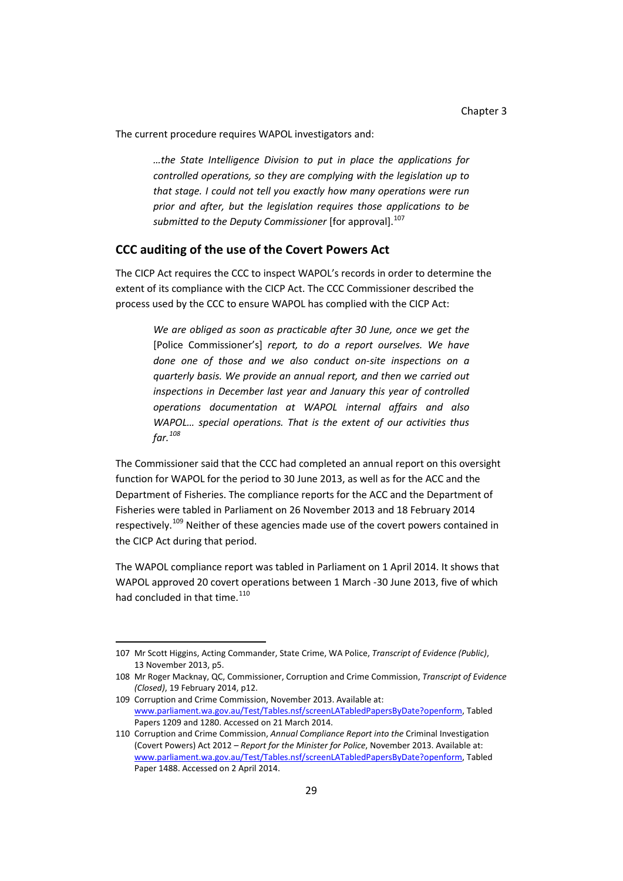The current procedure requires WAPOL investigators and:

> *…the State Intelligence Division to put in place the applications for controlled operations, so they are complying with the legislation up to that stage. I could not tell you exactly how many operations were run prior and after, but the legislation requires those applications to be submitted to the Deputy Commissioner* [for approval].[107]

## CCC auditing of the use of the Covert Powers Act

The CICP Act requires the CCC to inspect WAPOL's records in order to determine the extent of its compliance with the CICP Act. The CCC Commissioner described the process used by the CCC to ensure WAPOL has complied with the CICP Act:

> *We are obliged as soon as practicable after 30 June, once we get the* [Police Commissioner's] *report, to do a report ourselves. We have done one of those and we also conduct on-site inspections on a quarterly basis. We provide an annual report, and then we carried out inspections in December last year and January this year of controlled operations documentation at WAPOL internal affairs and also WAPOL… special operations. That is the extent of our activities thus far.*[108]

The Commissioner said that the CCC had completed an annual report on this oversight function for WAPOL for the period to 30 June 2013, as well as for the ACC and the Department of Fisheries. The compliance reports for the ACC and the Department of Fisheries were tabled in Parliament on 26 November 2013 and 18 February 2014 respectively.[109] Neither of these agencies made use of the covert powers contained in the CICP Act during that period.

The WAPOL compliance report was tabled in Parliament on 1 April 2014. It shows that WAPOL approved 20 covert operations between 1 March -30 June 2013, five of which had concluded in that time.[110]

---

107 Mr Scott Higgins, Acting Commander, State Crime, WA Police, *Transcript of Evidence (Public)*, 13 November 2013, p5.

108 Mr Roger Macknay, QC, Commissioner, Corruption and Crime Commission, *Transcript of Evidence (Closed)*, 19 February 2014, p12.

109 Corruption and Crime Commission, November 2013. Available at: www.parliament.wa.gov.au/Test/Tables.nsf/screenLATabledPapersByDate?openform, Tabled Papers 1209 and 1280. Accessed on 21 March 2014.

110 Corruption and Crime Commission, *Annual Compliance Report into the* Criminal Investigation (Covert Powers) Act 2012 – *Report for the Minister for Police*, November 2013. Available at: www.parliament.wa.gov.au/Test/Tables.nsf/screenLATabledPapersByDate?openform, Tabled Paper 1488. Accessed on 2 April 2014.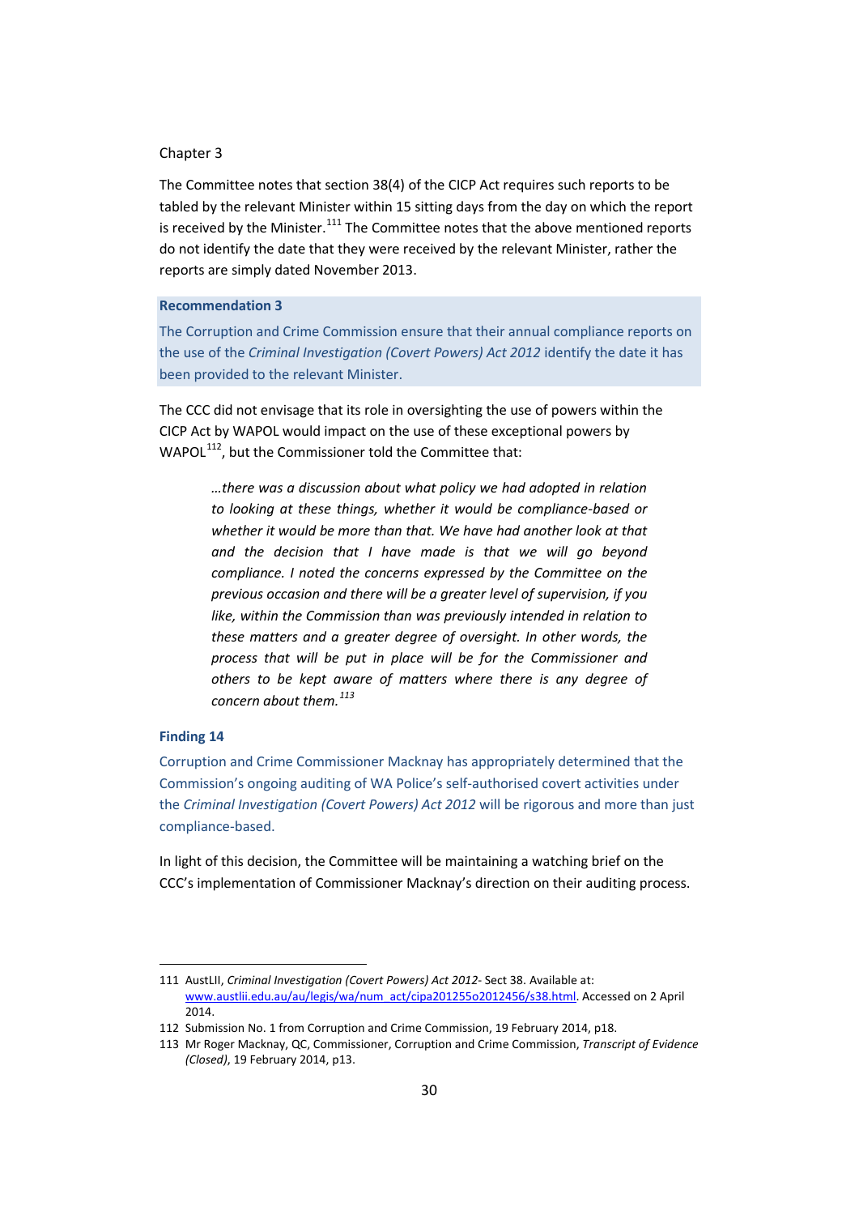The Committee notes that section 38(4) of the CICP Act requires such reports to be tabled by the relevant Minister within 15 sitting days from the day on which the report is received by the Minister.[111] The Committee notes that the above mentioned reports do not identify the date that they were received by the relevant Minister, rather the reports are simply dated November 2013.

**Recommendation 3**

The Corruption and Crime Commission ensure that their annual compliance reports on the use of the *Criminal Investigation (Covert Powers) Act 2012* identify the date it has been provided to the relevant Minister.

The CCC did not envisage that its role in oversighting the use of powers within the CICP Act by WAPOL would impact on the use of these exceptional powers by WAPOL[112], but the Commissioner told the Committee that:

> *…there was a discussion about what policy we had adopted in relation to looking at these things, whether it would be compliance-based or whether it would be more than that. We have had another look at that and the decision that I have made is that we will go beyond compliance. I noted the concerns expressed by the Committee on the previous occasion and there will be a greater level of supervision, if you like, within the Commission than was previously intended in relation to these matters and a greater degree of oversight. In other words, the process that will be put in place will be for the Commissioner and others to be kept aware of matters where there is any degree of concern about them.*[113]

**Finding 14**

Corruption and Crime Commissioner Macknay has appropriately determined that the Commission's ongoing auditing of WA Police's self-authorised covert activities under the *Criminal Investigation (Covert Powers) Act 2012* will be rigorous and more than just compliance-based.

In light of this decision, the Committee will be maintaining a watching brief on the CCC's implementation of Commissioner Macknay's direction on their auditing process.

---

111 AustLII, *Criminal Investigation (Covert Powers) Act 2012*- Sect 38. Available at: www.austlii.edu.au/au/legis/wa/num_act/cipa201255o2012456/s38.html. Accessed on 2 April 2014.

112 Submission No. 1 from Corruption and Crime Commission, 19 February 2014, p18.

113 Mr Roger Macknay, QC, Commissioner, Corruption and Crime Commission, *Transcript of Evidence (Closed)*, 19 February 2014, p13.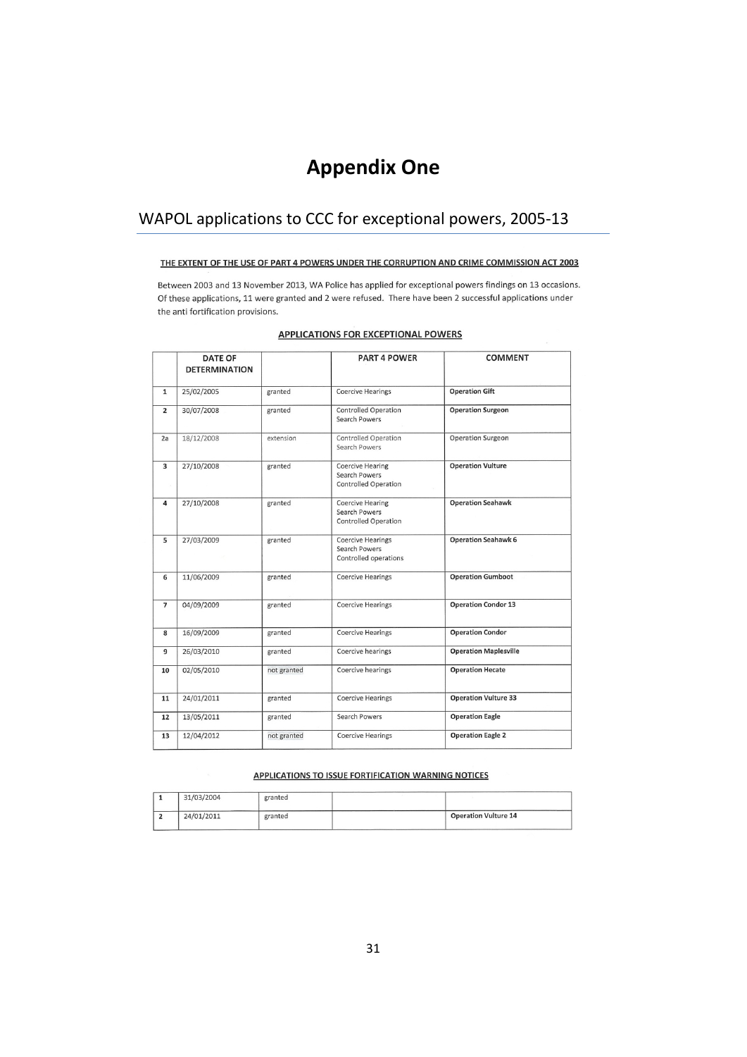# Appendix One

## WAPOL applications to CCC for exceptional powers, 2005-13

**THE EXTENT OF THE USE OF PART 4 POWERS UNDER THE CORRUPTION AND CRIME COMMISSION ACT 2003**

Between 2003 and 13 November 2013, WA Police has applied for exceptional powers findings on 13 occasions. Of these applications, 11 were granted and 2 were refused. There have been 2 successful applications under the anti fortification provisions.

**APPLICATIONS FOR EXCEPTIONAL POWERS**

| | DATE OF DETERMINATION | | PART 4 POWER | COMMENT |
|---|---|---|---|---|
| 1 | 25/02/2005 | granted | Coercive Hearings | **Operation Gift** |
| 2 | 30/07/2008 | granted | Controlled Operation<br>Search Powers | **Operation Surgeon** |
| 2a | 18/12/2008 | extension | Controlled Operation<br>Search Powers | Operation Surgeon |
| 3 | 27/10/2008 | granted | Coercive Hearing<br>Search Powers<br>Controlled Operation | **Operation Vulture** |
| 4 | 27/10/2008 | granted | Coercive Hearing<br>Search Powers<br>Controlled Operation | **Operation Seahawk** |
| 5 | 27/03/2009 | granted | Coercive Hearings<br>Search Powers<br>Controlled operations | **Operation Seahawk 6** |
| 6 | 11/06/2009 | granted | Coercive Hearings | **Operation Gumboot** |
| 7 | 04/09/2009 | granted | Coercive Hearings | **Operation Condor 13** |
| 8 | 16/09/2009 | granted | Coercive Hearings | **Operation Condor** |
| 9 | 26/03/2010 | granted | Coercive hearings | **Operation Maplesville** |
| 10 | 02/05/2010 | not granted | Coercive hearings | **Operation Hecate** |
| 11 | 24/01/2011 | granted | Coercive Hearings | **Operation Vulture 33** |
| 12 | 13/05/2011 | granted | Search Powers | **Operation Eagle** |
| 13 | 12/04/2012 | not granted | Coercive Hearings | **Operation Eagle 2** |

**APPLICATIONS TO ISSUE FORTIFICATION WARNING NOTICES**

| | | | | |
|---|---|---|---|---|
| 1 | 31/03/2004 | granted | | |
| 2 | 24/01/2011 | granted | | **Operation Vulture 14** |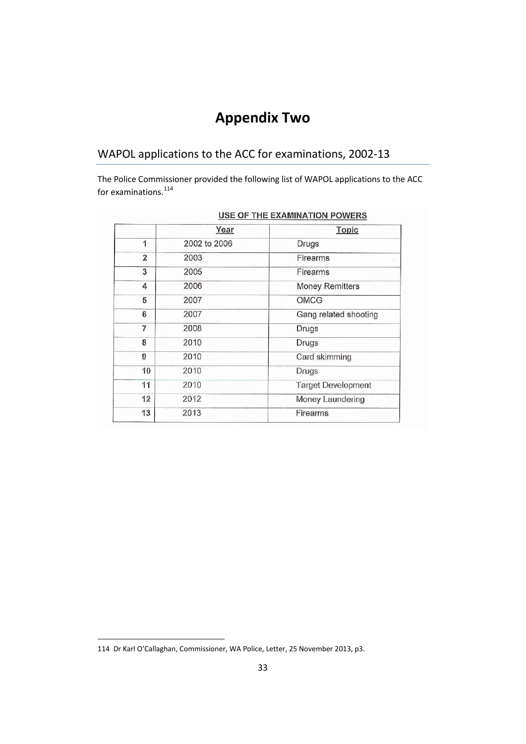# Appendix Two

## WAPOL applications to the ACC for examinations, 2002-13

The Police Commissioner provided the following list of WAPOL applications to the ACC for examinations.[114]

**USE OF THE EXAMINATION POWERS**

| | Year | Topic |
|---|---|---|
| 1 | 2002 to 2006 | Drugs |
| 2 | 2003 | Firearms |
| 3 | 2005 | Firearms |
| 4 | 2006 | Money Remitters |
| 5 | 2007 | OMCG |
| 6 | 2007 | Gang related shooting |
| 7 | 2008 | Drugs |
| 8 | 2010 | Drugs |
| 9 | 2010 | Card skimming |
| 10 | 2010 | Drugs |
| 11 | 2010 | Target Development |
| 12 | 2012 | Money Laundering |
| 13 | 2013 | Firearms |

114 Dr Karl O'Callaghan, Commissioner, WA Police, Letter, 25 November 2013, p3.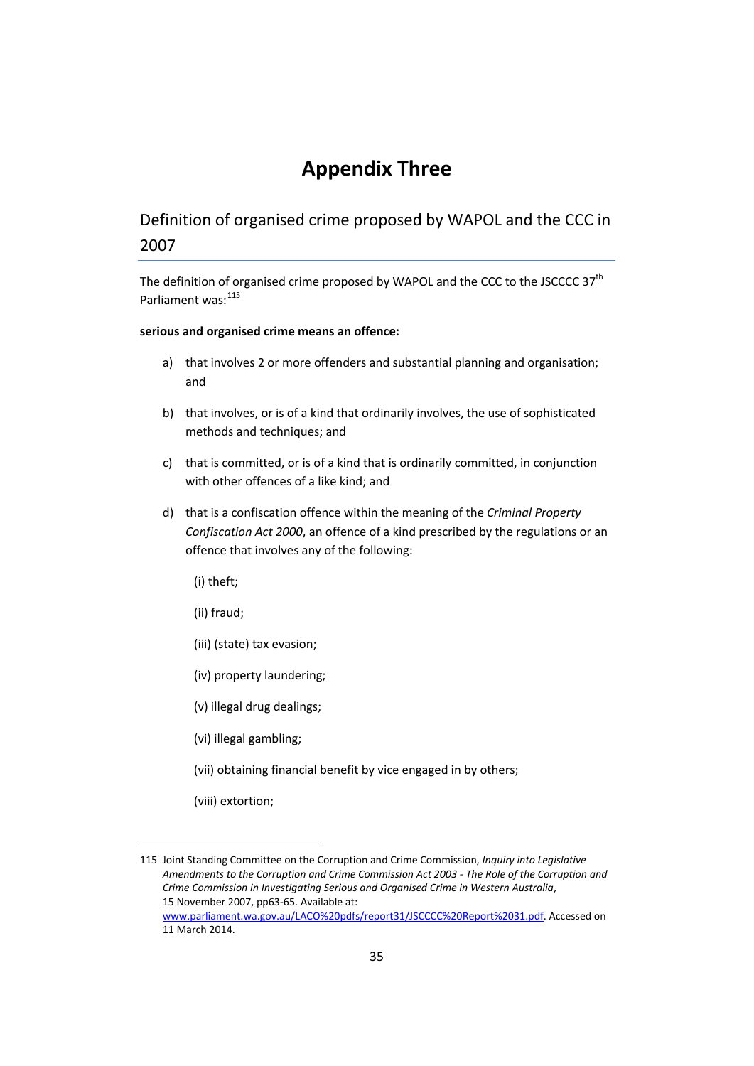# Appendix Three

## Definition of organised crime proposed by WAPOL and the CCC in 2007

The definition of organised crime proposed by WAPOL and the CCC to the JSCCCC 37th Parliament was:[115]

**serious and organised crime means an offence:**

a) that involves 2 or more offenders and substantial planning and organisation; and

b) that involves, or is of a kind that ordinarily involves, the use of sophisticated methods and techniques; and

c) that is committed, or is of a kind that is ordinarily committed, in conjunction with other offences of a like kind; and

d) that is a confiscation offence within the meaning of the *Criminal Property Confiscation Act 2000*, an offence of a kind prescribed by the regulations or an offence that involves any of the following:

   (i) theft;

   (ii) fraud;

   (iii) (state) tax evasion;

   (iv) property laundering;

   (v) illegal drug dealings;

   (vi) illegal gambling;

   (vii) obtaining financial benefit by vice engaged in by others;

   (viii) extortion;

---

115 Joint Standing Committee on the Corruption and Crime Commission, *Inquiry into Legislative Amendments to the Corruption and Crime Commission Act 2003 - The Role of the Corruption and Crime Commission in Investigating Serious and Organised Crime in Western Australia*, 15 November 2007, pp63-65. Available at: www.parliament.wa.gov.au/LACO%20pdfs/report31/JSCCCC%20Report%2031.pdf. Accessed on 11 March 2014.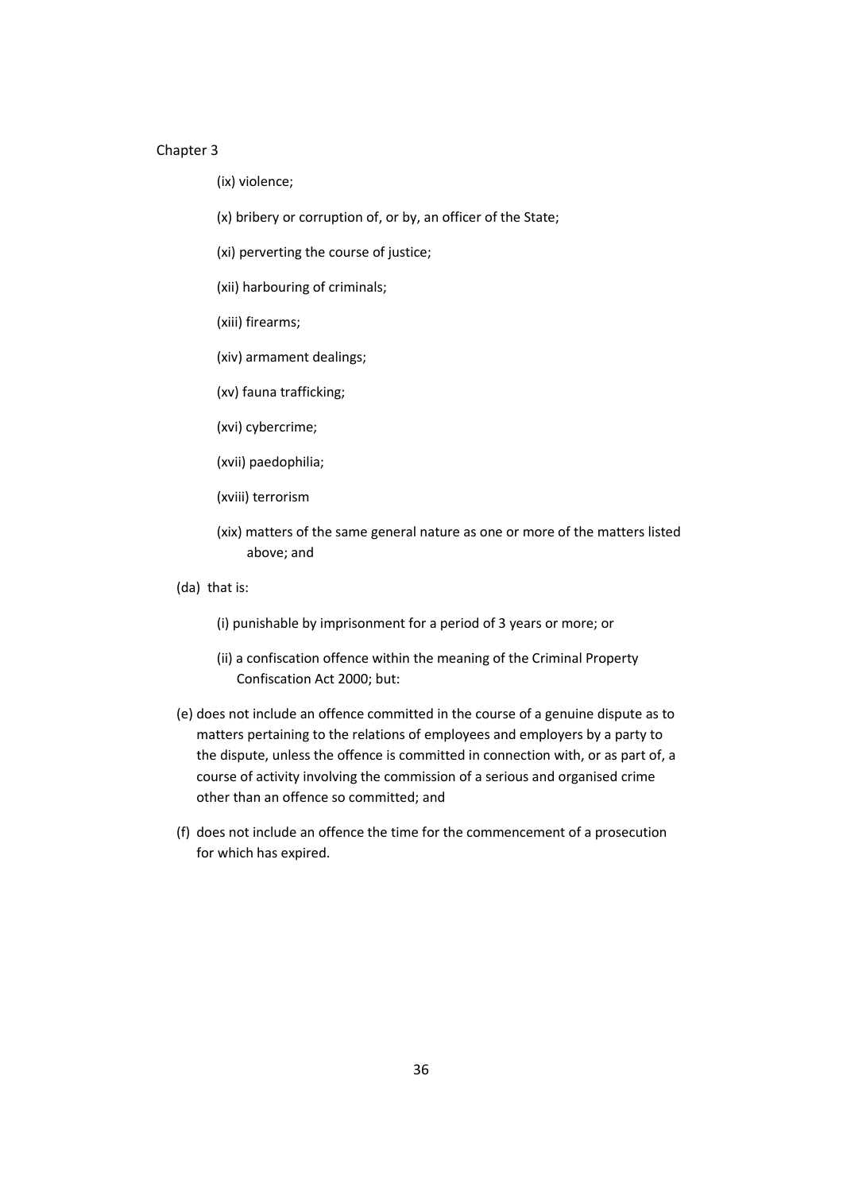Chapter 3

- (ix) violence;
- (x) bribery or corruption of, or by, an officer of the State;
- (xi) perverting the course of justice;
- (xii) harbouring of criminals;
- (xiii) firearms;
- (xiv) armament dealings;
- (xv) fauna trafficking;
- (xvi) cybercrime;
- (xvii) paedophilia;
- (xviii) terrorism
- (xix) matters of the same general nature as one or more of the matters listed above; and

(da) that is:

- (i) punishable by imprisonment for a period of 3 years or more; or
- (ii) a confiscation offence within the meaning of the Criminal Property Confiscation Act 2000; but:

(e) does not include an offence committed in the course of a genuine dispute as to matters pertaining to the relations of employees and employers by a party to the dispute, unless the offence is committed in connection with, or as part of, a course of activity involving the commission of a serious and organised crime other than an offence so committed; and

(f) does not include an offence the time for the commencement of a prosecution for which has expired.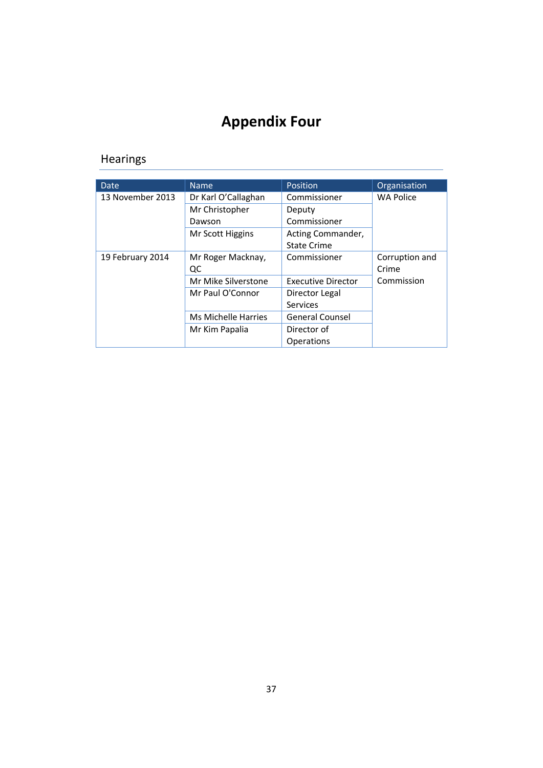# Appendix Four

## Hearings

| Date | Name | Position | Organisation |
|---|---|---|---|
| 13 November 2013 | Dr Karl O'Callaghan | Commissioner | WA Police |
| | Mr Christopher Dawson | Deputy Commissioner | |
| | Mr Scott Higgins | Acting Commander, State Crime | |
| 19 February 2014 | Mr Roger Macknay, QC | Commissioner | Corruption and Crime Commission |
| | Mr Mike Silverstone | Executive Director | |
| | Mr Paul O'Connor | Director Legal Services | |
| | Ms Michelle Harries | General Counsel | |
| | Mr Kim Papalia | Director of Operations | |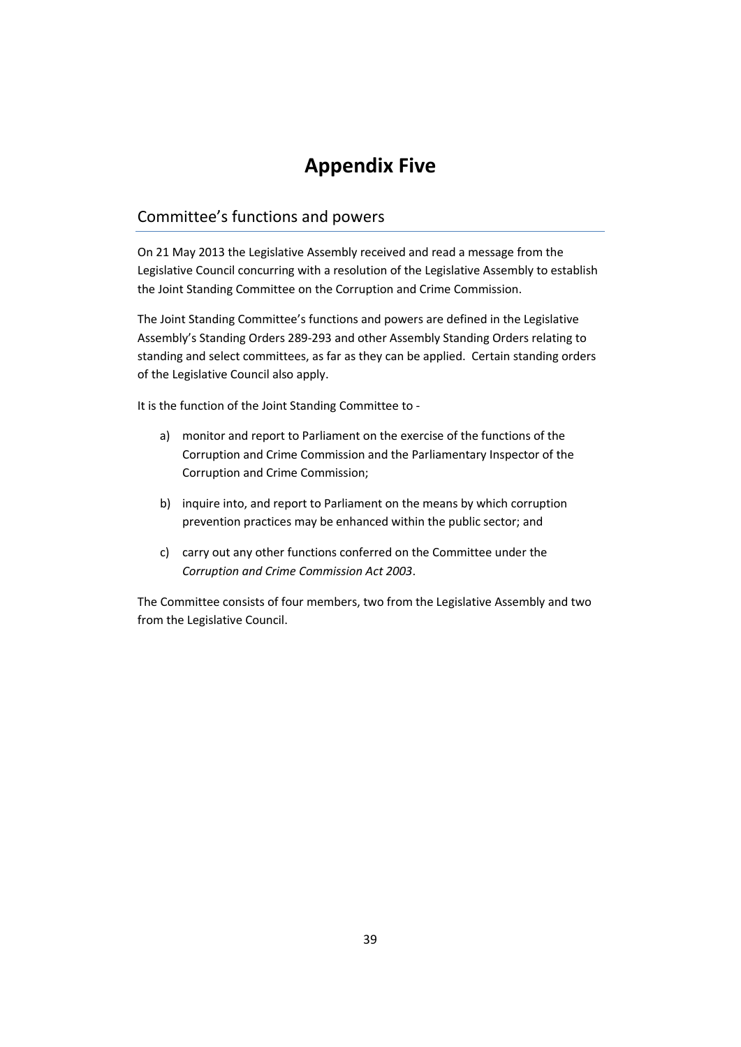# Appendix Five

## Committee's functions and powers

On 21 May 2013 the Legislative Assembly received and read a message from the Legislative Council concurring with a resolution of the Legislative Assembly to establish the Joint Standing Committee on the Corruption and Crime Commission.

The Joint Standing Committee's functions and powers are defined in the Legislative Assembly's Standing Orders 289-293 and other Assembly Standing Orders relating to standing and select committees, as far as they can be applied. Certain standing orders of the Legislative Council also apply.

It is the function of the Joint Standing Committee to -

a) monitor and report to Parliament on the exercise of the functions of the Corruption and Crime Commission and the Parliamentary Inspector of the Corruption and Crime Commission;

b) inquire into, and report to Parliament on the means by which corruption prevention practices may be enhanced within the public sector; and

c) carry out any other functions conferred on the Committee under the *Corruption and Crime Commission Act 2003*.

The Committee consists of four members, two from the Legislative Assembly and two from the Legislative Council.